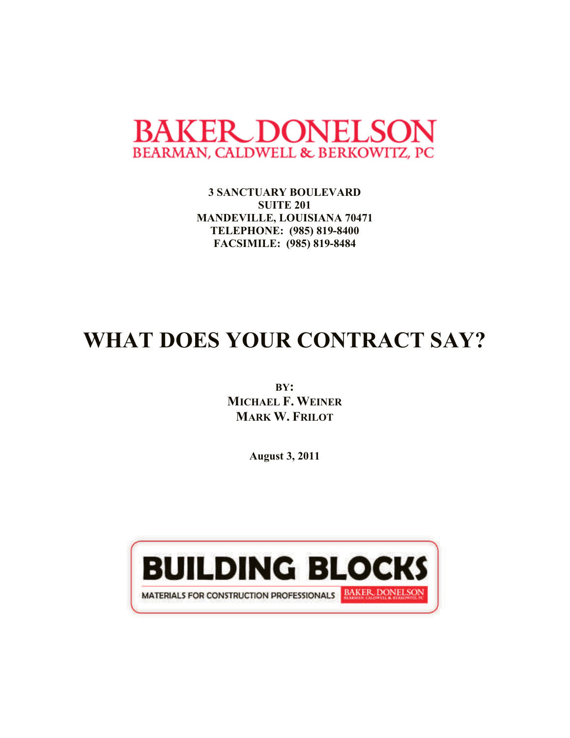BAKER DONELSON
BEARMAN, CALDWELL & BERKOWITZ, PC

**3 SANCTUARY BOULEVARD**
**SUITE 201**
**MANDEVILLE, LOUISIANA 70471**
**TELEPHONE: (985) 819-8400**
**FACSIMILE: (985) 819-8484**

# WHAT DOES YOUR CONTRACT SAY?

**BY:**
**MICHAEL F. WEINER**
**MARK W. FRILOT**

**August 3, 2011**

BUILDING BLOCKS
MATERIALS FOR CONSTRUCTION PROFESSIONALS
BAKER DONELSON
BEARMAN, CALDWELL & BERKOWITZ, PC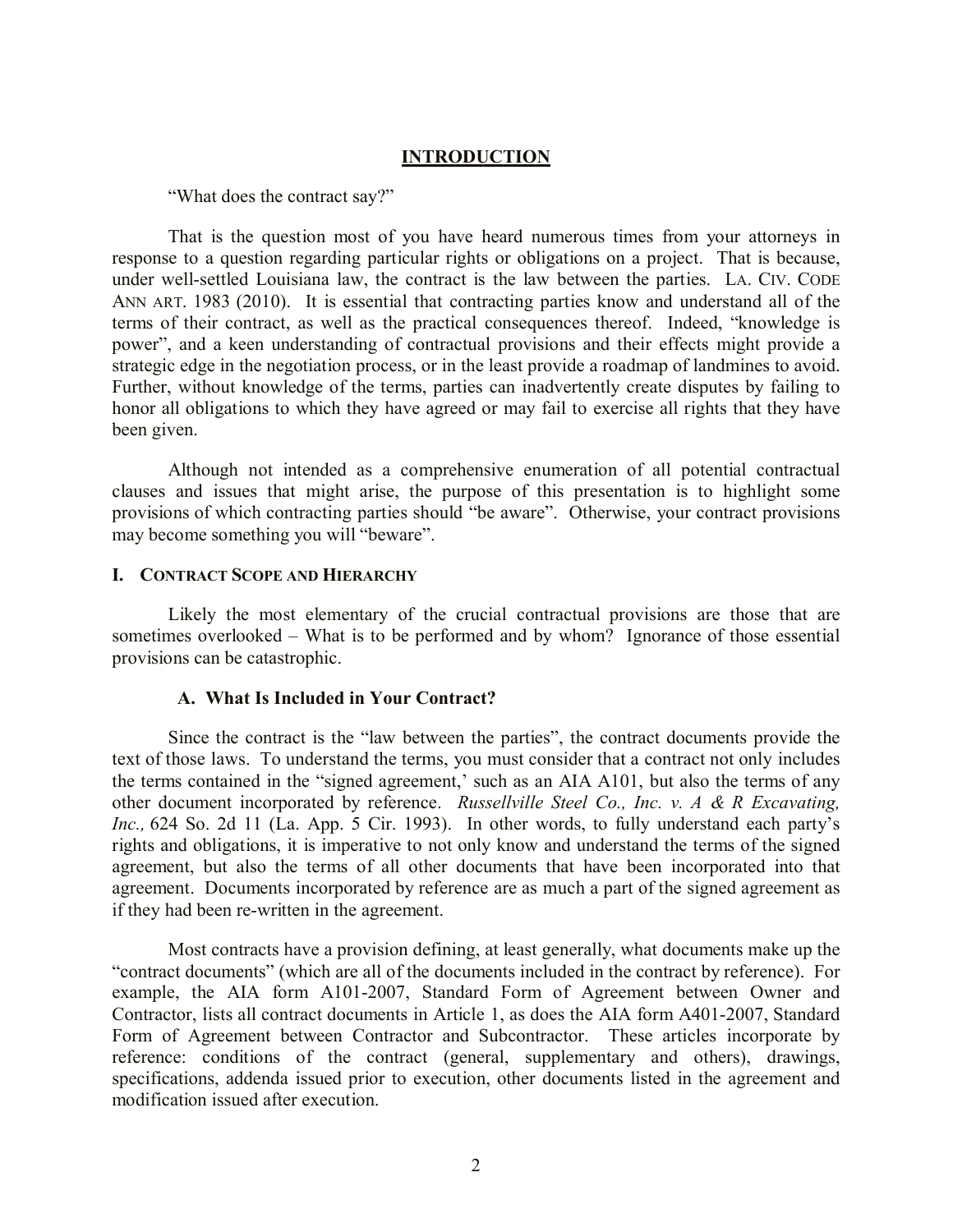## INTRODUCTION

"What does the contract say?"

That is the question most of you have heard numerous times from your attorneys in response to a question regarding particular rights or obligations on a project. That is because, under well-settled Louisiana law, the contract is the law between the parties. LA. CIV. CODE ANN ART. 1983 (2010). It is essential that contracting parties know and understand all of the terms of their contract, as well as the practical consequences thereof. Indeed, "knowledge is power", and a keen understanding of contractual provisions and their effects might provide a strategic edge in the negotiation process, or in the least provide a roadmap of landmines to avoid. Further, without knowledge of the terms, parties can inadvertently create disputes by failing to honor all obligations to which they have agreed or may fail to exercise all rights that they have been given.

Although not intended as a comprehensive enumeration of all potential contractual clauses and issues that might arise, the purpose of this presentation is to highlight some provisions of which contracting parties should "be aware". Otherwise, your contract provisions may become something you will "beware".

### I. CONTRACT SCOPE AND HIERARCHY

Likely the most elementary of the crucial contractual provisions are those that are sometimes overlooked – What is to be performed and by whom? Ignorance of those essential provisions can be catastrophic.

#### A. What Is Included in Your Contract?

Since the contract is the "law between the parties", the contract documents provide the text of those laws. To understand the terms, you must consider that a contract not only includes the terms contained in the "signed agreement,' such as an AIA A101, but also the terms of any other document incorporated by reference. *Russellville Steel Co., Inc. v. A & R Excavating, Inc.,* 624 So. 2d 11 (La. App. 5 Cir. 1993). In other words, to fully understand each party's rights and obligations, it is imperative to not only know and understand the terms of the signed agreement, but also the terms of all other documents that have been incorporated into that agreement. Documents incorporated by reference are as much a part of the signed agreement as if they had been re-written in the agreement.

Most contracts have a provision defining, at least generally, what documents make up the "contract documents" (which are all of the documents included in the contract by reference). For example, the AIA form A101-2007, Standard Form of Agreement between Owner and Contractor, lists all contract documents in Article 1, as does the AIA form A401-2007, Standard Form of Agreement between Contractor and Subcontractor. These articles incorporate by reference: conditions of the contract (general, supplementary and others), drawings, specifications, addenda issued prior to execution, other documents listed in the agreement and modification issued after execution.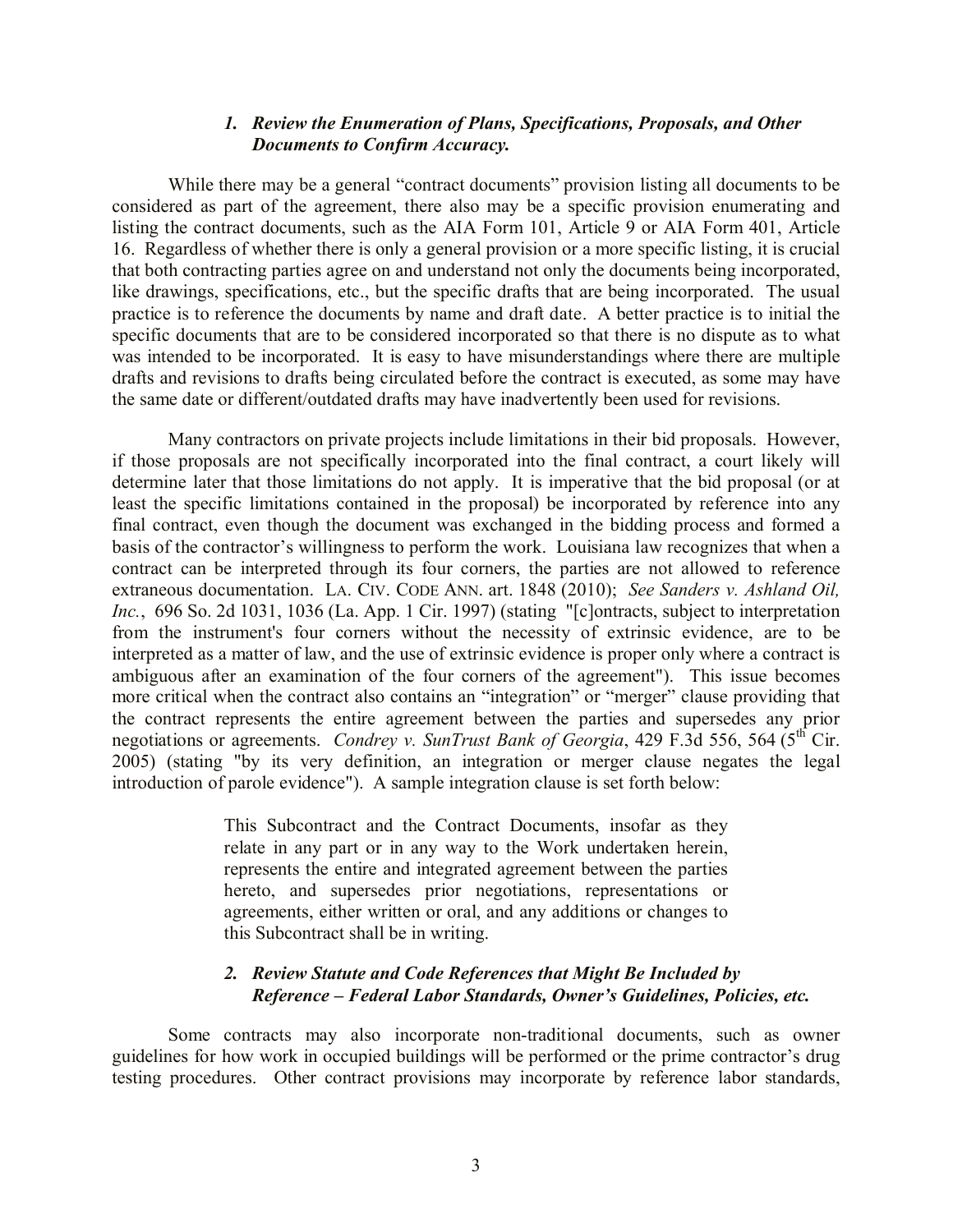### *1. Review the Enumeration of Plans, Specifications, Proposals, and Other Documents to Confirm Accuracy.*

While there may be a general "contract documents" provision listing all documents to be considered as part of the agreement, there also may be a specific provision enumerating and listing the contract documents, such as the AIA Form 101, Article 9 or AIA Form 401, Article 16. Regardless of whether there is only a general provision or a more specific listing, it is crucial that both contracting parties agree on and understand not only the documents being incorporated, like drawings, specifications, etc., but the specific drafts that are being incorporated. The usual practice is to reference the documents by name and draft date. A better practice is to initial the specific documents that are to be considered incorporated so that there is no dispute as to what was intended to be incorporated. It is easy to have misunderstandings where there are multiple drafts and revisions to drafts being circulated before the contract is executed, as some may have the same date or different/outdated drafts may have inadvertently been used for revisions.

Many contractors on private projects include limitations in their bid proposals. However, if those proposals are not specifically incorporated into the final contract, a court likely will determine later that those limitations do not apply. It is imperative that the bid proposal (or at least the specific limitations contained in the proposal) be incorporated by reference into any final contract, even though the document was exchanged in the bidding process and formed a basis of the contractor's willingness to perform the work. Louisiana law recognizes that when a contract can be interpreted through its four corners, the parties are not allowed to reference extraneous documentation. LA. CIV. CODE ANN. art. 1848 (2010); *See Sanders v. Ashland Oil, Inc.*, 696 So. 2d 1031, 1036 (La. App. 1 Cir. 1997) (stating "[c]ontracts, subject to interpretation from the instrument's four corners without the necessity of extrinsic evidence, are to be interpreted as a matter of law, and the use of extrinsic evidence is proper only where a contract is ambiguous after an examination of the four corners of the agreement"). This issue becomes more critical when the contract also contains an "integration" or "merger" clause providing that the contract represents the entire agreement between the parties and supersedes any prior negotiations or agreements. *Condrey v. SunTrust Bank of Georgia*, 429 F.3d 556, 564 (5th Cir. 2005) (stating "by its very definition, an integration or merger clause negates the legal introduction of parole evidence"). A sample integration clause is set forth below:

> This Subcontract and the Contract Documents, insofar as they relate in any part or in any way to the Work undertaken herein, represents the entire and integrated agreement between the parties hereto, and supersedes prior negotiations, representations or agreements, either written or oral, and any additions or changes to this Subcontract shall be in writing.

### *2. Review Statute and Code References that Might Be Included by Reference – Federal Labor Standards, Owner's Guidelines, Policies, etc.*

Some contracts may also incorporate non-traditional documents, such as owner guidelines for how work in occupied buildings will be performed or the prime contractor's drug testing procedures. Other contract provisions may incorporate by reference labor standards,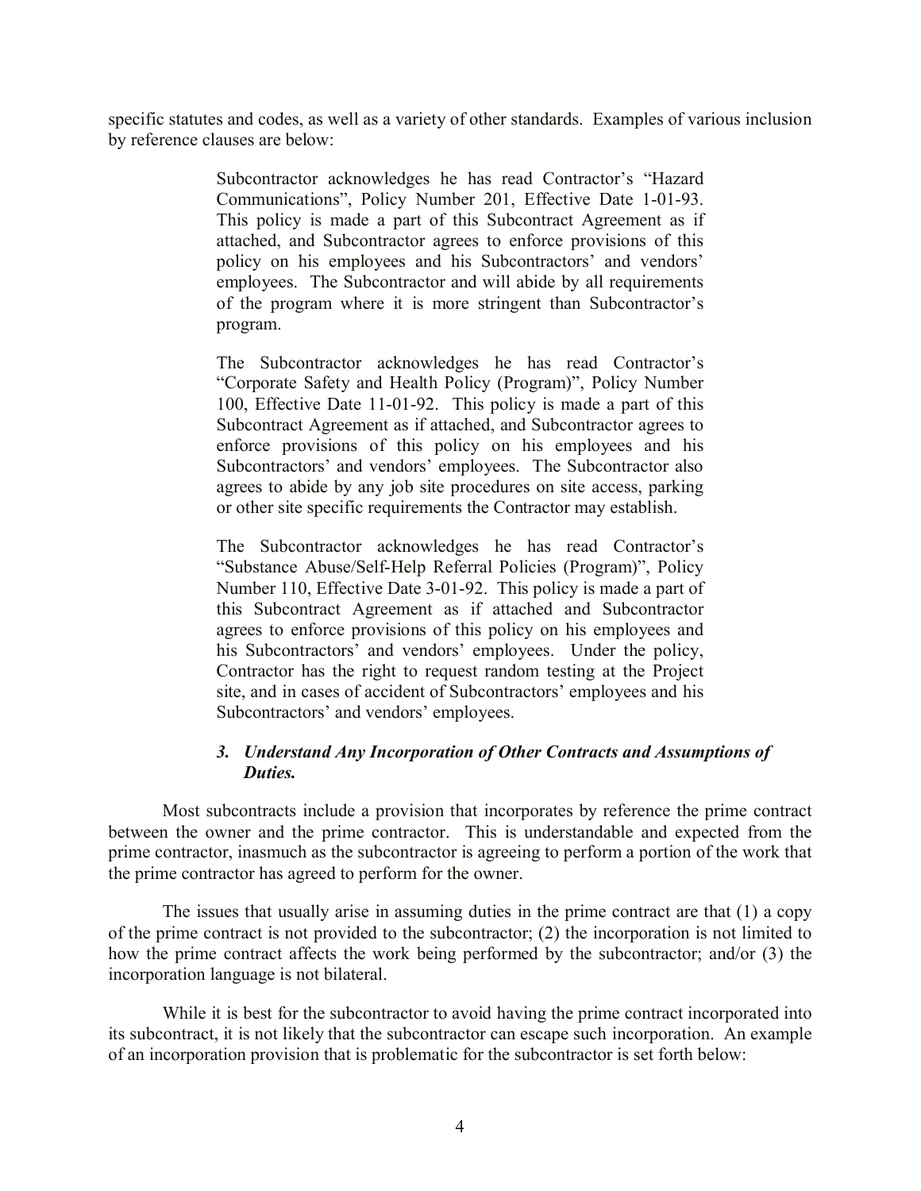specific statutes and codes, as well as a variety of other standards. Examples of various inclusion by reference clauses are below:

> Subcontractor acknowledges he has read Contractor's "Hazard Communications", Policy Number 201, Effective Date 1-01-93. This policy is made a part of this Subcontract Agreement as if attached, and Subcontractor agrees to enforce provisions of this policy on his employees and his Subcontractors' and vendors' employees. The Subcontractor and will abide by all requirements of the program where it is more stringent than Subcontractor's program.
>
> The Subcontractor acknowledges he has read Contractor's "Corporate Safety and Health Policy (Program)", Policy Number 100, Effective Date 11-01-92. This policy is made a part of this Subcontract Agreement as if attached, and Subcontractor agrees to enforce provisions of this policy on his employees and his Subcontractors' and vendors' employees. The Subcontractor also agrees to abide by any job site procedures on site access, parking or other site specific requirements the Contractor may establish.
>
> The Subcontractor acknowledges he has read Contractor's "Substance Abuse/Self-Help Referral Policies (Program)", Policy Number 110, Effective Date 3-01-92. This policy is made a part of this Subcontract Agreement as if attached and Subcontractor agrees to enforce provisions of this policy on his employees and his Subcontractors' and vendors' employees. Under the policy, Contractor has the right to request random testing at the Project site, and in cases of accident of Subcontractors' employees and his Subcontractors' and vendors' employees.

### *3. Understand Any Incorporation of Other Contracts and Assumptions of Duties.*

Most subcontracts include a provision that incorporates by reference the prime contract between the owner and the prime contractor. This is understandable and expected from the prime contractor, inasmuch as the subcontractor is agreeing to perform a portion of the work that the prime contractor has agreed to perform for the owner.

The issues that usually arise in assuming duties in the prime contract are that (1) a copy of the prime contract is not provided to the subcontractor; (2) the incorporation is not limited to how the prime contract affects the work being performed by the subcontractor; and/or (3) the incorporation language is not bilateral.

While it is best for the subcontractor to avoid having the prime contract incorporated into its subcontract, it is not likely that the subcontractor can escape such incorporation. An example of an incorporation provision that is problematic for the subcontractor is set forth below: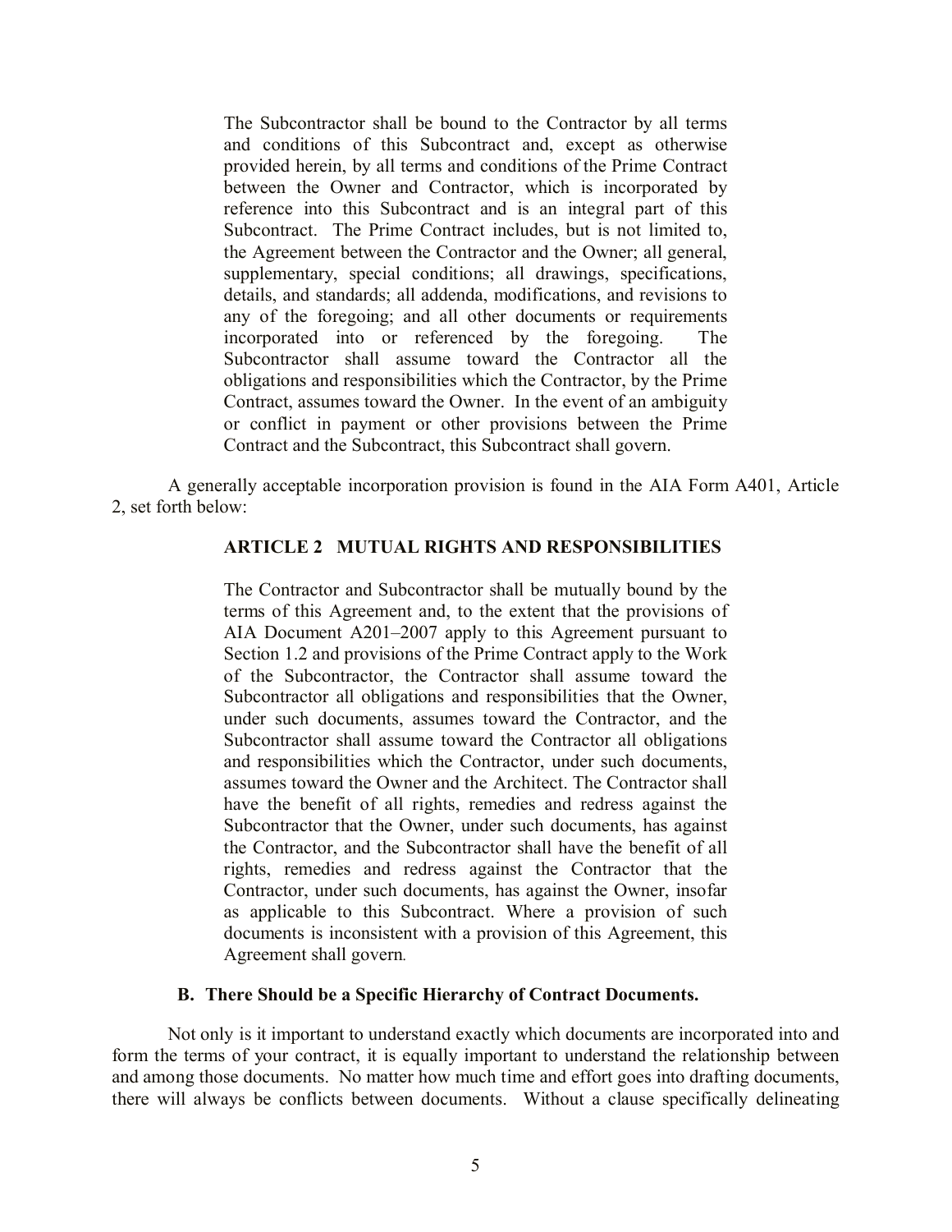> The Subcontractor shall be bound to the Contractor by all terms and conditions of this Subcontract and, except as otherwise provided herein, by all terms and conditions of the Prime Contract between the Owner and Contractor, which is incorporated by reference into this Subcontract and is an integral part of this Subcontract. The Prime Contract includes, but is not limited to, the Agreement between the Contractor and the Owner; all general, supplementary, special conditions; all drawings, specifications, details, and standards; all addenda, modifications, and revisions to any of the foregoing; and all other documents or requirements incorporated into or referenced by the foregoing. The Subcontractor shall assume toward the Contractor all the obligations and responsibilities which the Contractor, by the Prime Contract, assumes toward the Owner. In the event of an ambiguity or conflict in payment or other provisions between the Prime Contract and the Subcontract, this Subcontract shall govern.

A generally acceptable incorporation provision is found in the AIA Form A401, Article 2, set forth below:

> **ARTICLE 2 MUTUAL RIGHTS AND RESPONSIBILITIES**
>
> The Contractor and Subcontractor shall be mutually bound by the terms of this Agreement and, to the extent that the provisions of AIA Document A201–2007 apply to this Agreement pursuant to Section 1.2 and provisions of the Prime Contract apply to the Work of the Subcontractor, the Contractor shall assume toward the Subcontractor all obligations and responsibilities that the Owner, under such documents, assumes toward the Contractor, and the Subcontractor shall assume toward the Contractor all obligations and responsibilities which the Contractor, under such documents, assumes toward the Owner and the Architect. The Contractor shall have the benefit of all rights, remedies and redress against the Subcontractor that the Owner, under such documents, has against the Contractor, and the Subcontractor shall have the benefit of all rights, remedies and redress against the Contractor that the Contractor, under such documents, has against the Owner, insofar as applicable to this Subcontract. Where a provision of such documents is inconsistent with a provision of this Agreement, this Agreement shall govern.

### B. There Should be a Specific Hierarchy of Contract Documents.

Not only is it important to understand exactly which documents are incorporated into and form the terms of your contract, it is equally important to understand the relationship between and among those documents. No matter how much time and effort goes into drafting documents, there will always be conflicts between documents. Without a clause specifically delineating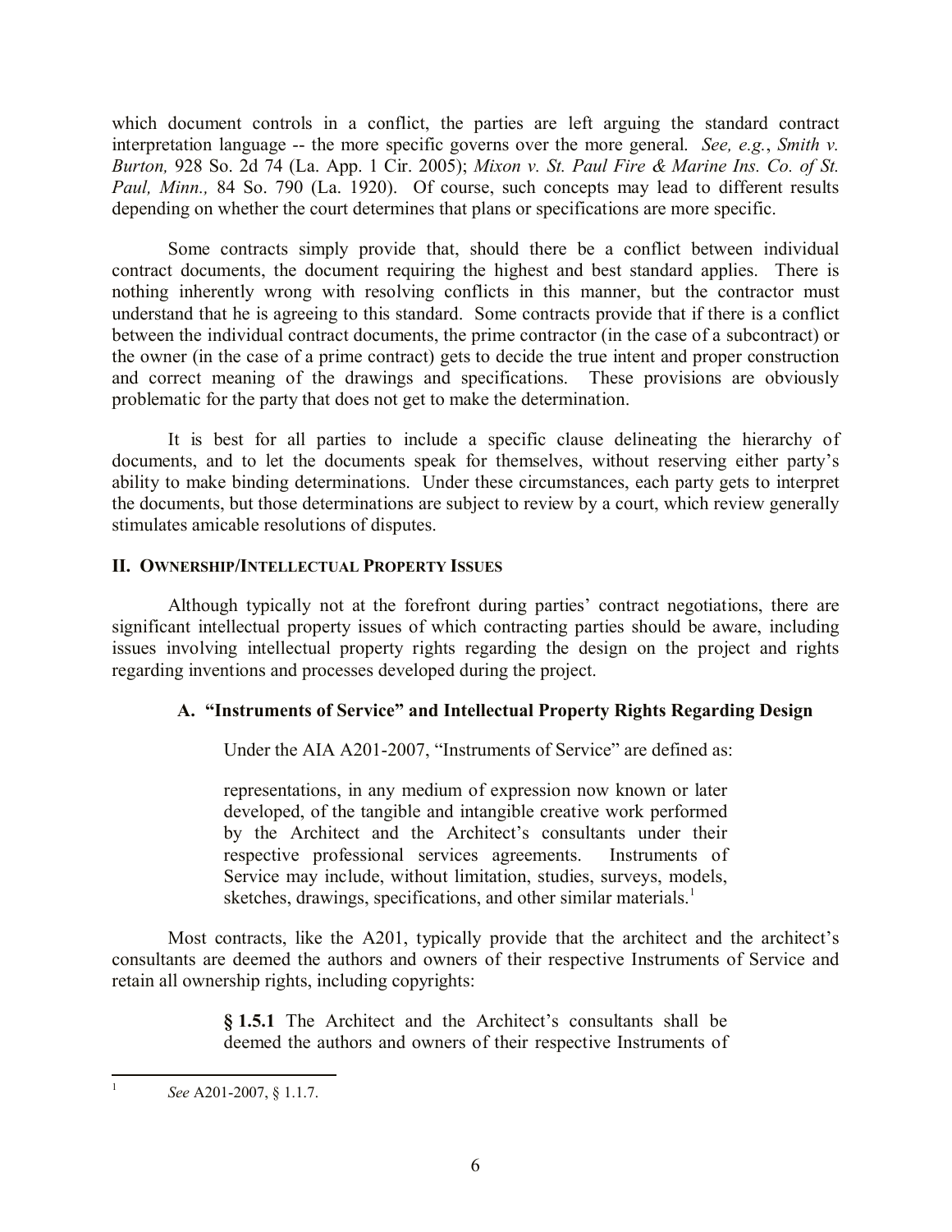which document controls in a conflict, the parties are left arguing the standard contract interpretation language -- the more specific governs over the more general. *See, e.g.*, *Smith v. Burton,* 928 So. 2d 74 (La. App. 1 Cir. 2005); *Mixon v. St. Paul Fire & Marine Ins. Co. of St. Paul, Minn.,* 84 So. 790 (La. 1920). Of course, such concepts may lead to different results depending on whether the court determines that plans or specifications are more specific.

Some contracts simply provide that, should there be a conflict between individual contract documents, the document requiring the highest and best standard applies. There is nothing inherently wrong with resolving conflicts in this manner, but the contractor must understand that he is agreeing to this standard. Some contracts provide that if there is a conflict between the individual contract documents, the prime contractor (in the case of a subcontract) or the owner (in the case of a prime contract) gets to decide the true intent and proper construction and correct meaning of the drawings and specifications. These provisions are obviously problematic for the party that does not get to make the determination.

It is best for all parties to include a specific clause delineating the hierarchy of documents, and to let the documents speak for themselves, without reserving either party's ability to make binding determinations. Under these circumstances, each party gets to interpret the documents, but those determinations are subject to review by a court, which review generally stimulates amicable resolutions of disputes.

## II. Ownership/Intellectual Property Issues

Although typically not at the forefront during parties' contract negotiations, there are significant intellectual property issues of which contracting parties should be aware, including issues involving intellectual property rights regarding the design on the project and rights regarding inventions and processes developed during the project.

### A. "Instruments of Service" and Intellectual Property Rights Regarding Design

Under the AIA A201-2007, "Instruments of Service" are defined as:

> representations, in any medium of expression now known or later developed, of the tangible and intangible creative work performed by the Architect and the Architect's consultants under their respective professional services agreements. Instruments of Service may include, without limitation, studies, surveys, models, sketches, drawings, specifications, and other similar materials.[1]

Most contracts, like the A201, typically provide that the architect and the architect's consultants are deemed the authors and owners of their respective Instruments of Service and retain all ownership rights, including copyrights:

> **§ 1.5.1** The Architect and the Architect's consultants shall be deemed the authors and owners of their respective Instruments of

[1] *See* A201-2007, § 1.1.7.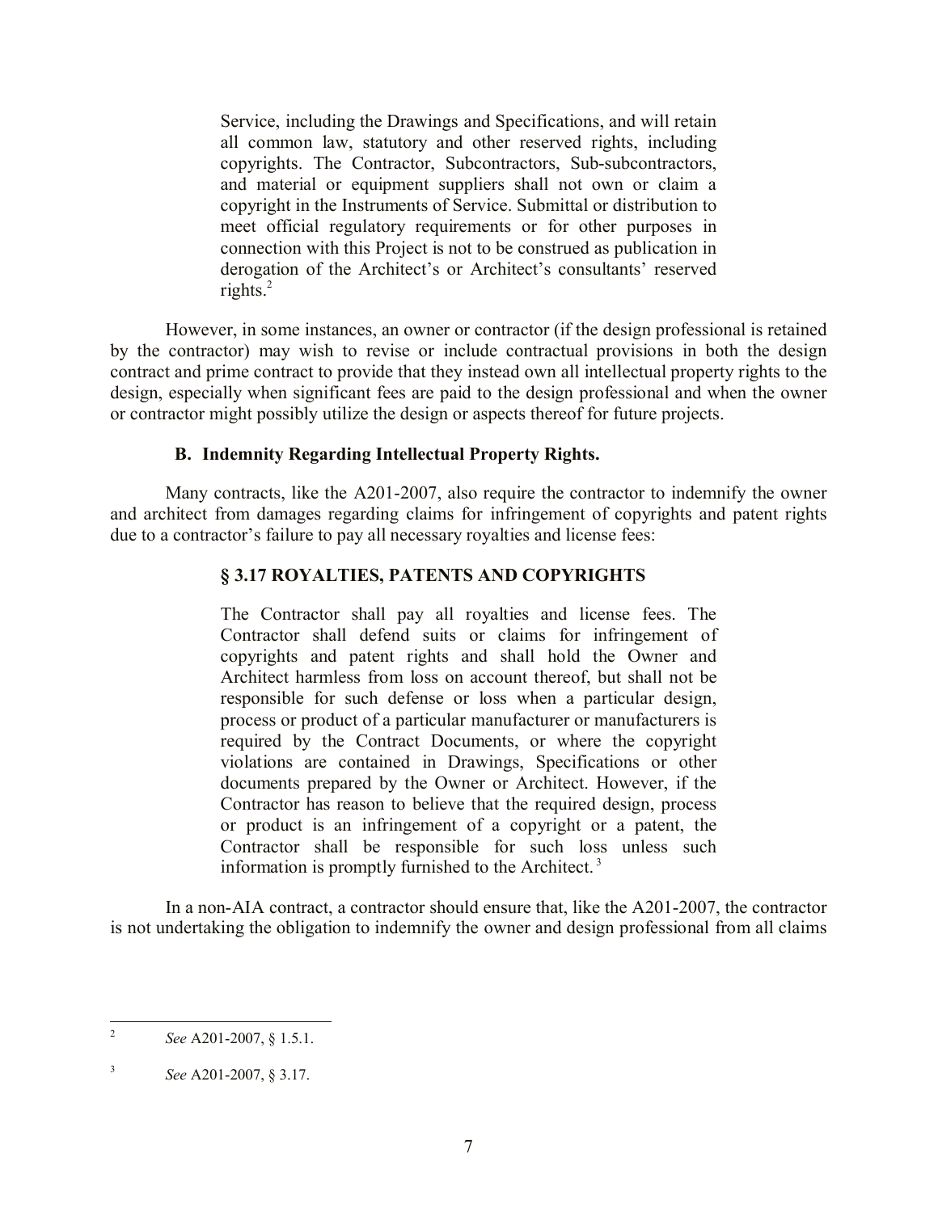> Service, including the Drawings and Specifications, and will retain all common law, statutory and other reserved rights, including copyrights. The Contractor, Subcontractors, Sub-subcontractors, and material or equipment suppliers shall not own or claim a copyright in the Instruments of Service. Submittal or distribution to meet official regulatory requirements or for other purposes in connection with this Project is not to be construed as publication in derogation of the Architect's or Architect's consultants' reserved rights.[2]

However, in some instances, an owner or contractor (if the design professional is retained by the contractor) may wish to revise or include contractual provisions in both the design contract and prime contract to provide that they instead own all intellectual property rights to the design, especially when significant fees are paid to the design professional and when the owner or contractor might possibly utilize the design or aspects thereof for future projects.

### B. Indemnity Regarding Intellectual Property Rights.

Many contracts, like the A201-2007, also require the contractor to indemnify the owner and architect from damages regarding claims for infringement of copyrights and patent rights due to a contractor's failure to pay all necessary royalties and license fees:

> **§ 3.17 ROYALTIES, PATENTS AND COPYRIGHTS**
>
> The Contractor shall pay all royalties and license fees. The Contractor shall defend suits or claims for infringement of copyrights and patent rights and shall hold the Owner and Architect harmless from loss on account thereof, but shall not be responsible for such defense or loss when a particular design, process or product of a particular manufacturer or manufacturers is required by the Contract Documents, or where the copyright violations are contained in Drawings, Specifications or other documents prepared by the Owner or Architect. However, if the Contractor has reason to believe that the required design, process or product is an infringement of a copyright or a patent, the Contractor shall be responsible for such loss unless such information is promptly furnished to the Architect.[3]

In a non-AIA contract, a contractor should ensure that, like the A201-2007, the contractor is not undertaking the obligation to indemnify the owner and design professional from all claims

---

[2] *See* A201-2007, § 1.5.1.

[3] *See* A201-2007, § 3.17.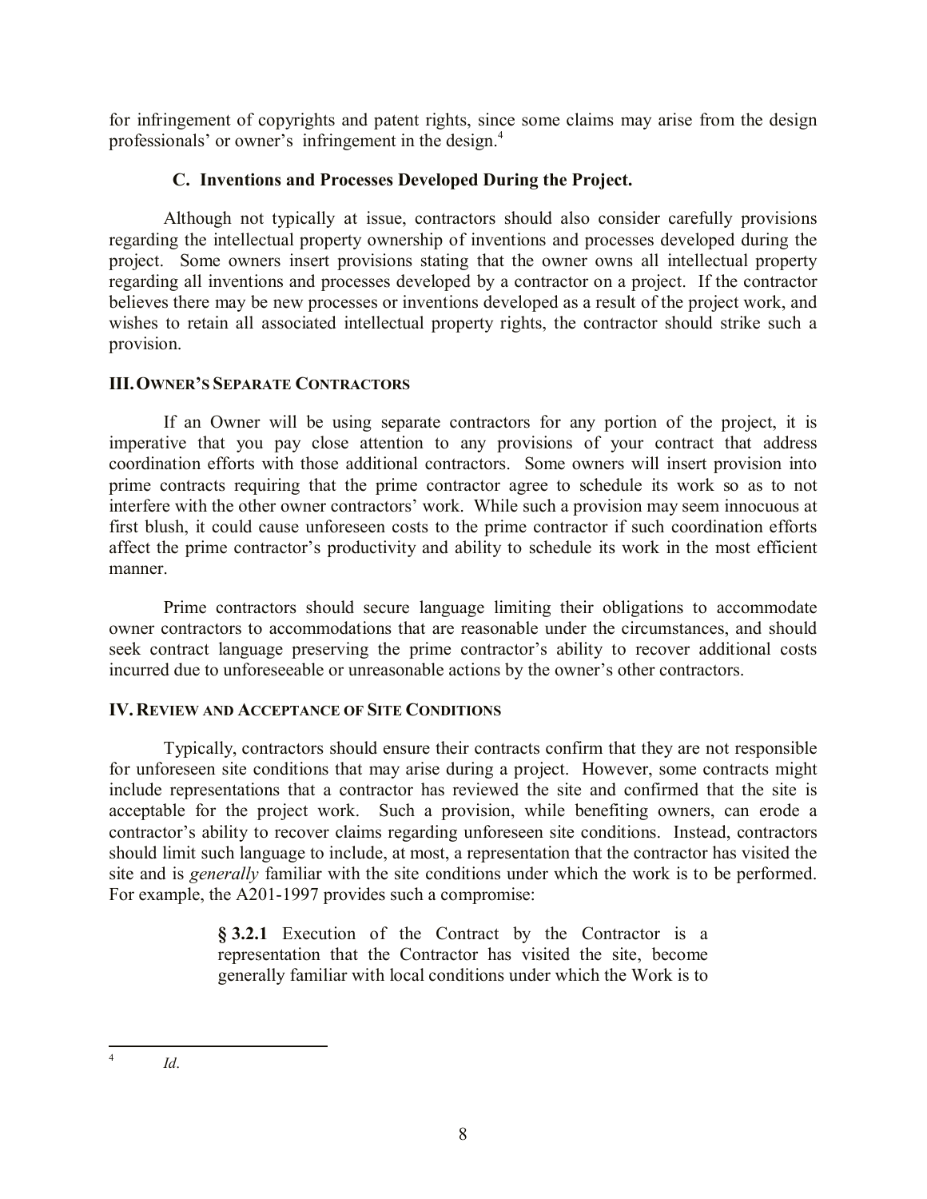for infringement of copyrights and patent rights, since some claims may arise from the design professionals' or owner's infringement in the design.[4]

### C. Inventions and Processes Developed During the Project.

Although not typically at issue, contractors should also consider carefully provisions regarding the intellectual property ownership of inventions and processes developed during the project. Some owners insert provisions stating that the owner owns all intellectual property regarding all inventions and processes developed by a contractor on a project. If the contractor believes there may be new processes or inventions developed as a result of the project work, and wishes to retain all associated intellectual property rights, the contractor should strike such a provision.

## III. Owner's Separate Contractors

If an Owner will be using separate contractors for any portion of the project, it is imperative that you pay close attention to any provisions of your contract that address coordination efforts with those additional contractors. Some owners will insert provision into prime contracts requiring that the prime contractor agree to schedule its work so as to not interfere with the other owner contractors' work. While such a provision may seem innocuous at first blush, it could cause unforeseen costs to the prime contractor if such coordination efforts affect the prime contractor's productivity and ability to schedule its work in the most efficient manner.

Prime contractors should secure language limiting their obligations to accommodate owner contractors to accommodations that are reasonable under the circumstances, and should seek contract language preserving the prime contractor's ability to recover additional costs incurred due to unforeseeable or unreasonable actions by the owner's other contractors.

## IV. Review and Acceptance of Site Conditions

Typically, contractors should ensure their contracts confirm that they are not responsible for unforeseen site conditions that may arise during a project. However, some contracts might include representations that a contractor has reviewed the site and confirmed that the site is acceptable for the project work. Such a provision, while benefiting owners, can erode a contractor's ability to recover claims regarding unforeseen site conditions. Instead, contractors should limit such language to include, at most, a representation that the contractor has visited the site and is *generally* familiar with the site conditions under which the work is to be performed. For example, the A201-1997 provides such a compromise:

> **§ 3.2.1** Execution of the Contract by the Contractor is a representation that the Contractor has visited the site, become generally familiar with local conditions under which the Work is to

---

[4] *Id*.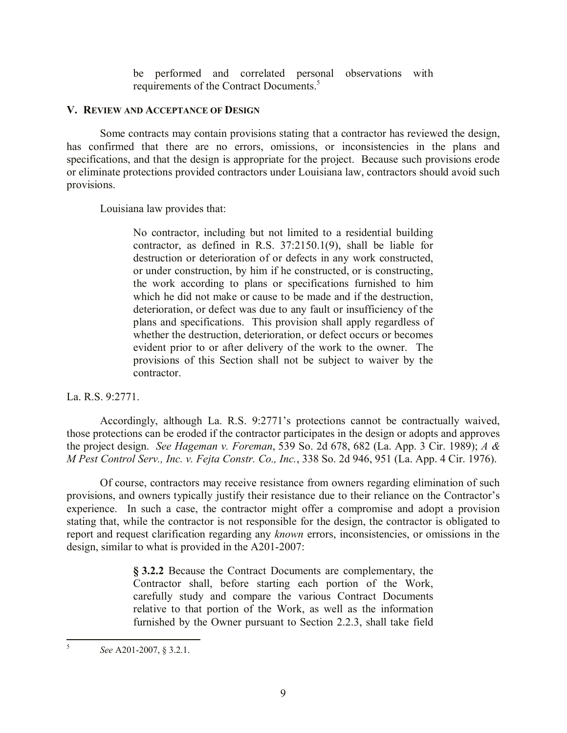> be performed and correlated personal observations with requirements of the Contract Documents.[5]

## V. Review and Acceptance of Design

Some contracts may contain provisions stating that a contractor has reviewed the design, has confirmed that there are no errors, omissions, or inconsistencies in the plans and specifications, and that the design is appropriate for the project. Because such provisions erode or eliminate protections provided contractors under Louisiana law, contractors should avoid such provisions.

Louisiana law provides that:

> No contractor, including but not limited to a residential building contractor, as defined in R.S. 37:2150.1(9), shall be liable for destruction or deterioration of or defects in any work constructed, or under construction, by him if he constructed, or is constructing, the work according to plans or specifications furnished to him which he did not make or cause to be made and if the destruction, deterioration, or defect was due to any fault or insufficiency of the plans and specifications. This provision shall apply regardless of whether the destruction, deterioration, or defect occurs or becomes evident prior to or after delivery of the work to the owner. The provisions of this Section shall not be subject to waiver by the contractor.

La. R.S. 9:2771.

Accordingly, although La. R.S. 9:2771's protections cannot be contractually waived, those protections can be eroded if the contractor participates in the design or adopts and approves the project design. *See Hageman v. Foreman*, 539 So. 2d 678, 682 (La. App. 3 Cir. 1989); *A & M Pest Control Serv., Inc. v. Fejta Constr. Co., Inc.*, 338 So. 2d 946, 951 (La. App. 4 Cir. 1976).

Of course, contractors may receive resistance from owners regarding elimination of such provisions, and owners typically justify their resistance due to their reliance on the Contractor's experience. In such a case, the contractor might offer a compromise and adopt a provision stating that, while the contractor is not responsible for the design, the contractor is obligated to report and request clarification regarding any *known* errors, inconsistencies, or omissions in the design, similar to what is provided in the A201-2007:

> **§ 3.2.2** Because the Contract Documents are complementary, the Contractor shall, before starting each portion of the Work, carefully study and compare the various Contract Documents relative to that portion of the Work, as well as the information furnished by the Owner pursuant to Section 2.2.3, shall take field

---

[5] *See* A201-2007, § 3.2.1.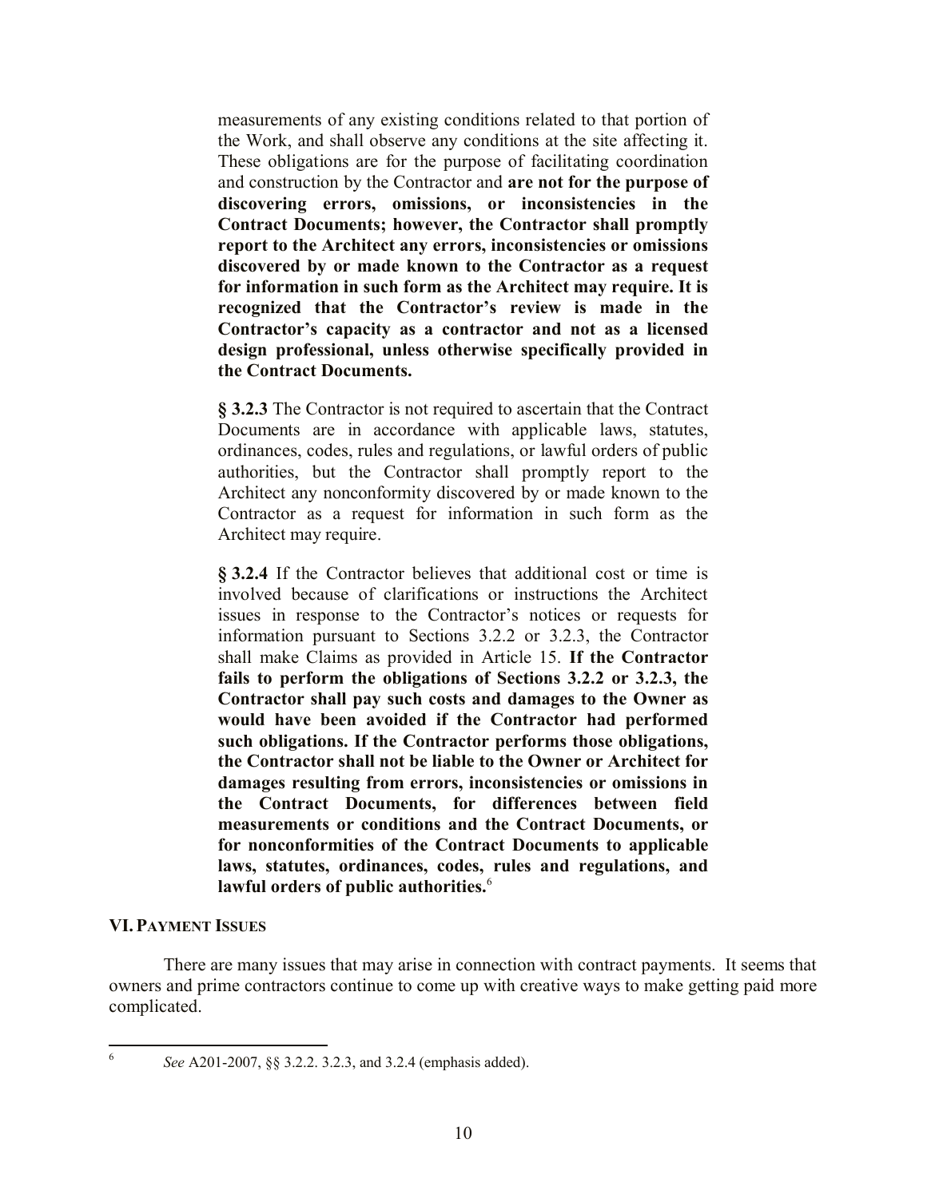measurements of any existing conditions related to that portion of the Work, and shall observe any conditions at the site affecting it. These obligations are for the purpose of facilitating coordination and construction by the Contractor and **are not for the purpose of discovering errors, omissions, or inconsistencies in the Contract Documents; however, the Contractor shall promptly report to the Architect any errors, inconsistencies or omissions discovered by or made known to the Contractor as a request for information in such form as the Architect may require. It is recognized that the Contractor's review is made in the Contractor's capacity as a contractor and not as a licensed design professional, unless otherwise specifically provided in the Contract Documents.**

> **§ 3.2.3** The Contractor is not required to ascertain that the Contract Documents are in accordance with applicable laws, statutes, ordinances, codes, rules and regulations, or lawful orders of public authorities, but the Contractor shall promptly report to the Architect any nonconformity discovered by or made known to the Contractor as a request for information in such form as the Architect may require.

> **§ 3.2.4** If the Contractor believes that additional cost or time is involved because of clarifications or instructions the Architect issues in response to the Contractor's notices or requests for information pursuant to Sections 3.2.2 or 3.2.3, the Contractor shall make Claims as provided in Article 15. **If the Contractor fails to perform the obligations of Sections 3.2.2 or 3.2.3, the Contractor shall pay such costs and damages to the Owner as would have been avoided if the Contractor had performed such obligations. If the Contractor performs those obligations, the Contractor shall not be liable to the Owner or Architect for damages resulting from errors, inconsistencies or omissions in the Contract Documents, for differences between field measurements or conditions and the Contract Documents, or for nonconformities of the Contract Documents to applicable laws, statutes, ordinances, codes, rules and regulations, and lawful orders of public authorities.**[6]

## VI. PAYMENT ISSUES

There are many issues that may arise in connection with contract payments. It seems that owners and prime contractors continue to come up with creative ways to make getting paid more complicated.

---

[6] *See* A201-2007, §§ 3.2.2. 3.2.3, and 3.2.4 (emphasis added).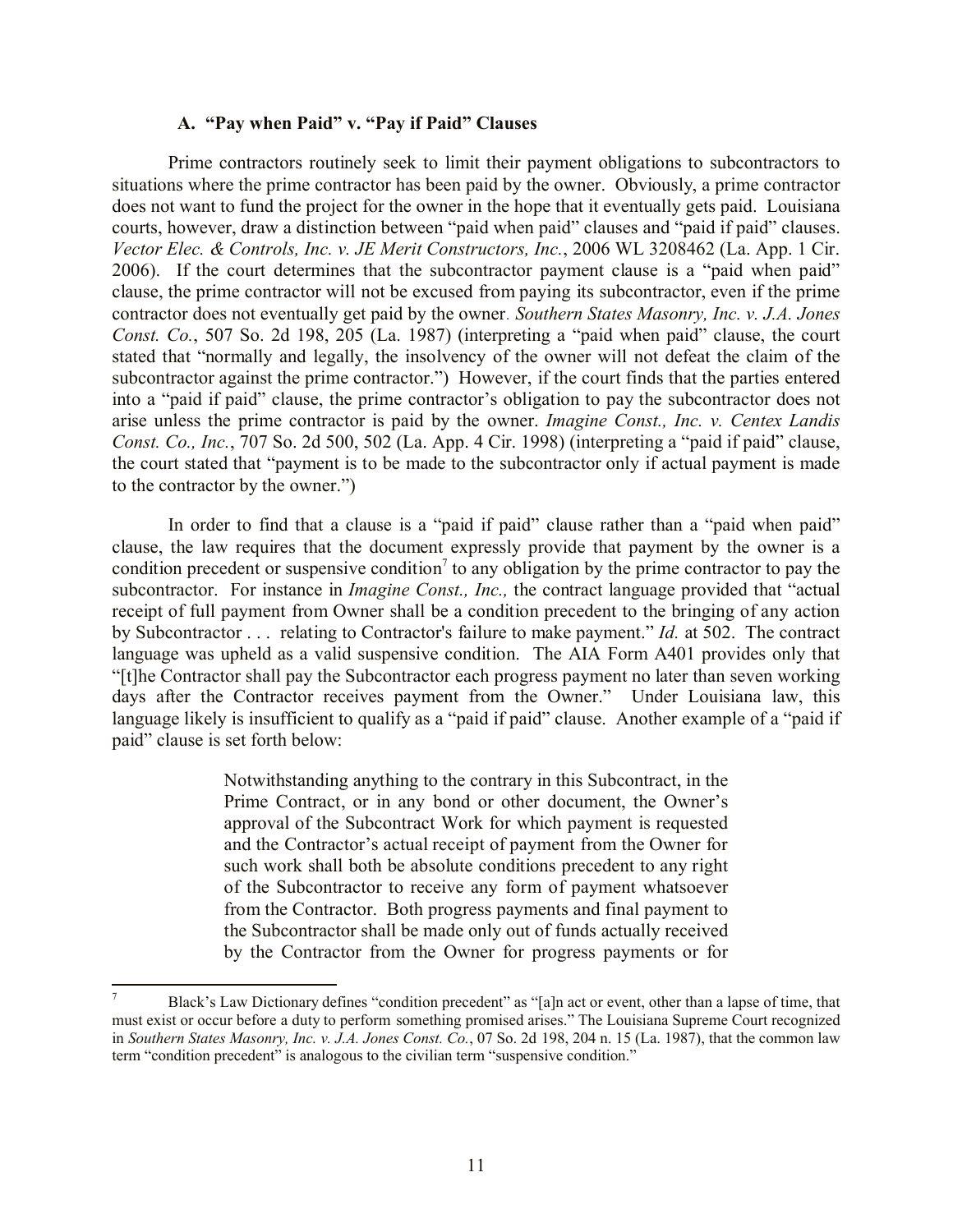### A. "Pay when Paid" v. "Pay if Paid" Clauses

Prime contractors routinely seek to limit their payment obligations to subcontractors to situations where the prime contractor has been paid by the owner. Obviously, a prime contractor does not want to fund the project for the owner in the hope that it eventually gets paid. Louisiana courts, however, draw a distinction between "paid when paid" clauses and "paid if paid" clauses. *Vector Elec. & Controls, Inc. v. JE Merit Constructors, Inc.*, 2006 WL 3208462 (La. App. 1 Cir. 2006). If the court determines that the subcontractor payment clause is a "paid when paid" clause, the prime contractor will not be excused from paying its subcontractor, even if the prime contractor does not eventually get paid by the owner. *Southern States Masonry, Inc. v. J.A. Jones Const. Co.*, 507 So. 2d 198, 205 (La. 1987) (interpreting a "paid when paid" clause, the court stated that "normally and legally, the insolvency of the owner will not defeat the claim of the subcontractor against the prime contractor.") However, if the court finds that the parties entered into a "paid if paid" clause, the prime contractor's obligation to pay the subcontractor does not arise unless the prime contractor is paid by the owner. *Imagine Const., Inc. v. Centex Landis Const. Co., Inc.*, 707 So. 2d 500, 502 (La. App. 4 Cir. 1998) (interpreting a "paid if paid" clause, the court stated that "payment is to be made to the subcontractor only if actual payment is made to the contractor by the owner.")

In order to find that a clause is a "paid if paid" clause rather than a "paid when paid" clause, the law requires that the document expressly provide that payment by the owner is a condition precedent or suspensive condition[7] to any obligation by the prime contractor to pay the subcontractor. For instance in *Imagine Const., Inc.,* the contract language provided that "actual receipt of full payment from Owner shall be a condition precedent to the bringing of any action by Subcontractor . . . relating to Contractor's failure to make payment." *Id.* at 502. The contract language was upheld as a valid suspensive condition. The AIA Form A401 provides only that "[t]he Contractor shall pay the Subcontractor each progress payment no later than seven working days after the Contractor receives payment from the Owner." Under Louisiana law, this language likely is insufficient to qualify as a "paid if paid" clause. Another example of a "paid if paid" clause is set forth below:

> Notwithstanding anything to the contrary in this Subcontract, in the Prime Contract, or in any bond or other document, the Owner's approval of the Subcontract Work for which payment is requested and the Contractor's actual receipt of payment from the Owner for such work shall both be absolute conditions precedent to any right of the Subcontractor to receive any form of payment whatsoever from the Contractor. Both progress payments and final payment to the Subcontractor shall be made only out of funds actually received by the Contractor from the Owner for progress payments or for

---

[7] Black's Law Dictionary defines "condition precedent" as "[a]n act or event, other than a lapse of time, that must exist or occur before a duty to perform something promised arises." The Louisiana Supreme Court recognized in *Southern States Masonry, Inc. v. J.A. Jones Const. Co.*, 07 So. 2d 198, 204 n. 15 (La. 1987), that the common law term "condition precedent" is analogous to the civilian term "suspensive condition."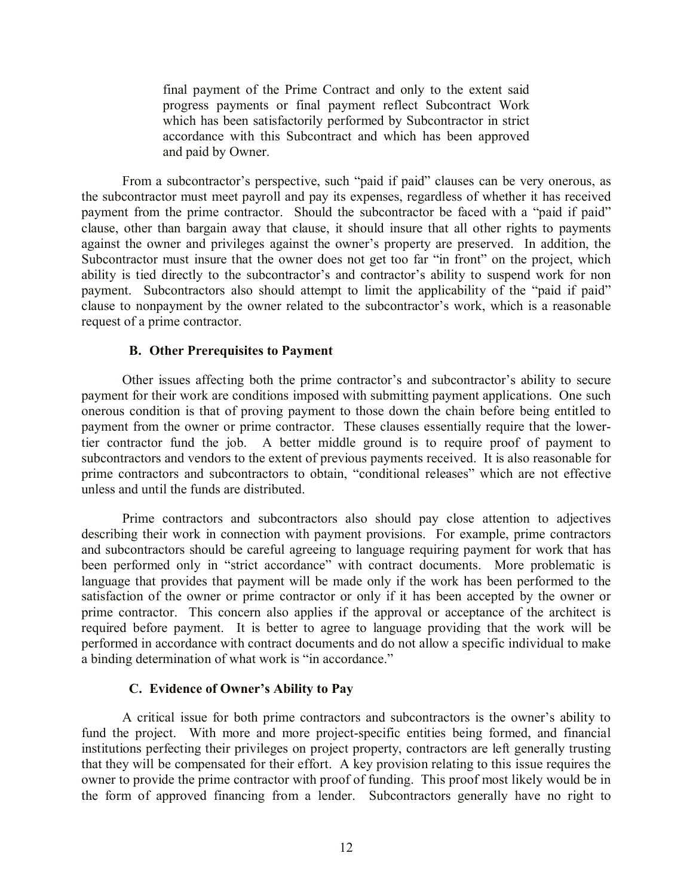> final payment of the Prime Contract and only to the extent said progress payments or final payment reflect Subcontract Work which has been satisfactorily performed by Subcontractor in strict accordance with this Subcontract and which has been approved and paid by Owner.

From a subcontractor's perspective, such "paid if paid" clauses can be very onerous, as the subcontractor must meet payroll and pay its expenses, regardless of whether it has received payment from the prime contractor. Should the subcontractor be faced with a "paid if paid" clause, other than bargain away that clause, it should insure that all other rights to payments against the owner and privileges against the owner's property are preserved. In addition, the Subcontractor must insure that the owner does not get too far "in front" on the project, which ability is tied directly to the subcontractor's and contractor's ability to suspend work for non payment. Subcontractors also should attempt to limit the applicability of the "paid if paid" clause to nonpayment by the owner related to the subcontractor's work, which is a reasonable request of a prime contractor.

### B. Other Prerequisites to Payment

Other issues affecting both the prime contractor's and subcontractor's ability to secure payment for their work are conditions imposed with submitting payment applications. One such onerous condition is that of proving payment to those down the chain before being entitled to payment from the owner or prime contractor. These clauses essentially require that the lower-tier contractor fund the job. A better middle ground is to require proof of payment to subcontractors and vendors to the extent of previous payments received. It is also reasonable for prime contractors and subcontractors to obtain, "conditional releases" which are not effective unless and until the funds are distributed.

Prime contractors and subcontractors also should pay close attention to adjectives describing their work in connection with payment provisions. For example, prime contractors and subcontractors should be careful agreeing to language requiring payment for work that has been performed only in "strict accordance" with contract documents. More problematic is language that provides that payment will be made only if the work has been performed to the satisfaction of the owner or prime contractor or only if it has been accepted by the owner or prime contractor. This concern also applies if the approval or acceptance of the architect is required before payment. It is better to agree to language providing that the work will be performed in accordance with contract documents and do not allow a specific individual to make a binding determination of what work is "in accordance."

### C. Evidence of Owner's Ability to Pay

A critical issue for both prime contractors and subcontractors is the owner's ability to fund the project. With more and more project-specific entities being formed, and financial institutions perfecting their privileges on project property, contractors are left generally trusting that they will be compensated for their effort. A key provision relating to this issue requires the owner to provide the prime contractor with proof of funding. This proof most likely would be in the form of approved financing from a lender. Subcontractors generally have no right to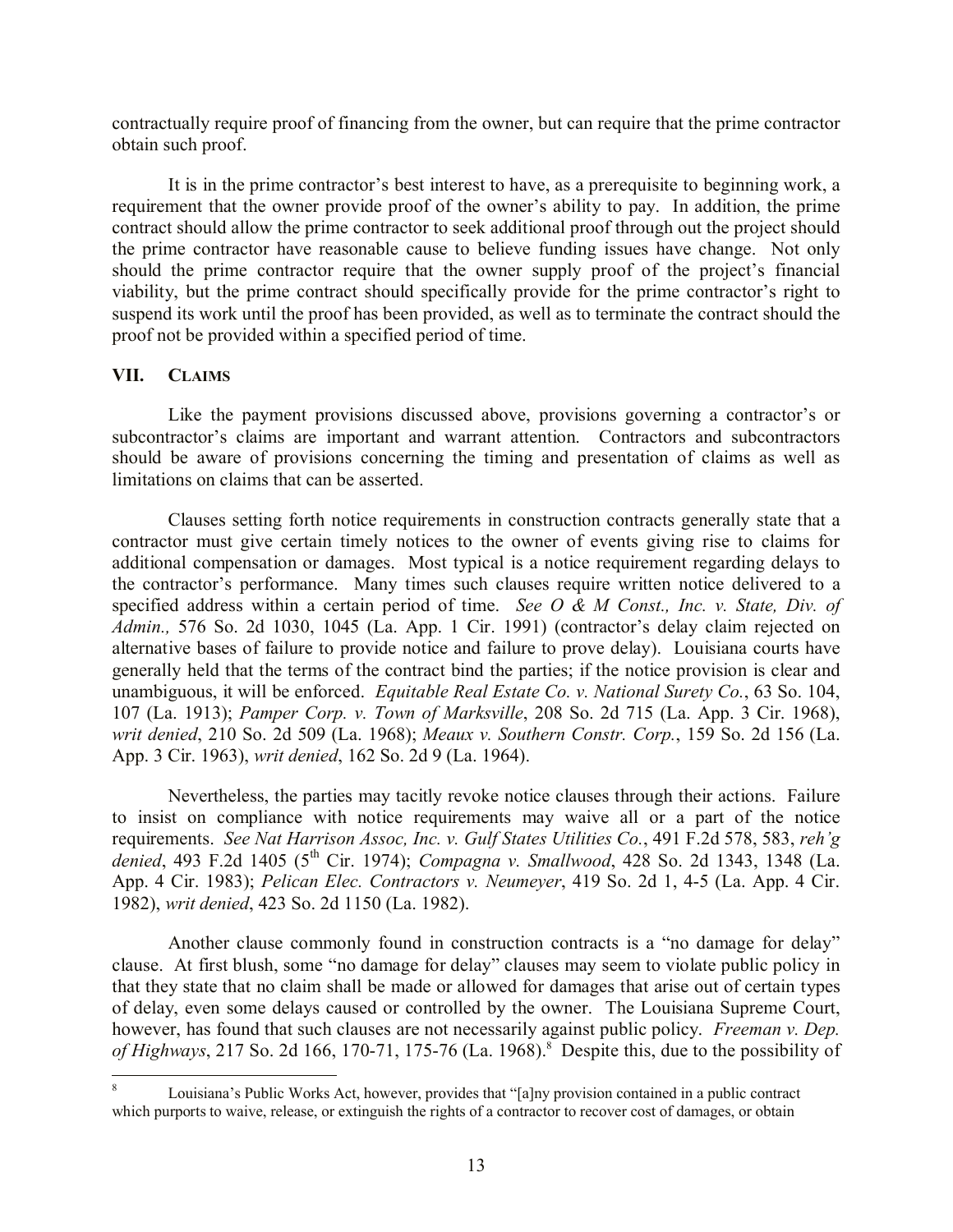contractually require proof of financing from the owner, but can require that the prime contractor obtain such proof.

It is in the prime contractor's best interest to have, as a prerequisite to beginning work, a requirement that the owner provide proof of the owner's ability to pay. In addition, the prime contract should allow the prime contractor to seek additional proof through out the project should the prime contractor have reasonable cause to believe funding issues have change. Not only should the prime contractor require that the owner supply proof of the project's financial viability, but the prime contract should specifically provide for the prime contractor's right to suspend its work until the proof has been provided, as well as to terminate the contract should the proof not be provided within a specified period of time.

## VII. CLAIMS

Like the payment provisions discussed above, provisions governing a contractor's or subcontractor's claims are important and warrant attention. Contractors and subcontractors should be aware of provisions concerning the timing and presentation of claims as well as limitations on claims that can be asserted.

Clauses setting forth notice requirements in construction contracts generally state that a contractor must give certain timely notices to the owner of events giving rise to claims for additional compensation or damages. Most typical is a notice requirement regarding delays to the contractor's performance. Many times such clauses require written notice delivered to a specified address within a certain period of time. *See O & M Const., Inc. v. State, Div. of Admin.,* 576 So. 2d 1030, 1045 (La. App. 1 Cir. 1991) (contractor's delay claim rejected on alternative bases of failure to provide notice and failure to prove delay). Louisiana courts have generally held that the terms of the contract bind the parties; if the notice provision is clear and unambiguous, it will be enforced. *Equitable Real Estate Co. v. National Surety Co.*, 63 So. 104, 107 (La. 1913); *Pamper Corp. v. Town of Marksville*, 208 So. 2d 715 (La. App. 3 Cir. 1968), *writ denied*, 210 So. 2d 509 (La. 1968); *Meaux v. Southern Constr. Corp.*, 159 So. 2d 156 (La. App. 3 Cir. 1963), *writ denied*, 162 So. 2d 9 (La. 1964).

Nevertheless, the parties may tacitly revoke notice clauses through their actions. Failure to insist on compliance with notice requirements may waive all or a part of the notice requirements. *See Nat Harrison Assoc, Inc. v. Gulf States Utilities Co.*, 491 F.2d 578, 583, *reh'g denied*, 493 F.2d 1405 (5th Cir. 1974); *Compagna v. Smallwood*, 428 So. 2d 1343, 1348 (La. App. 4 Cir. 1983); *Pelican Elec. Contractors v. Neumeyer*, 419 So. 2d 1, 4-5 (La. App. 4 Cir. 1982), *writ denied*, 423 So. 2d 1150 (La. 1982).

Another clause commonly found in construction contracts is a "no damage for delay" clause. At first blush, some "no damage for delay" clauses may seem to violate public policy in that they state that no claim shall be made or allowed for damages that arise out of certain types of delay, even some delays caused or controlled by the owner. The Louisiana Supreme Court, however, has found that such clauses are not necessarily against public policy. *Freeman v. Dep. of Highways*, 217 So. 2d 166, 170-71, 175-76 (La. 1968).[8] Despite this, due to the possibility of

---

[8] Louisiana's Public Works Act, however, provides that "[a]ny provision contained in a public contract which purports to waive, release, or extinguish the rights of a contractor to recover cost of damages, or obtain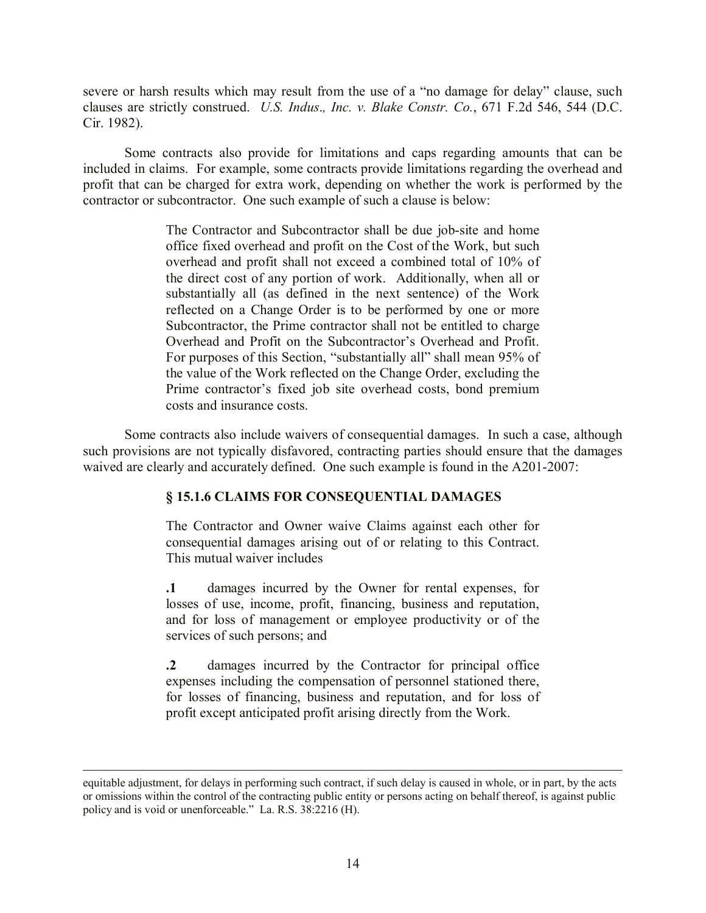severe or harsh results which may result from the use of a "no damage for delay" clause, such clauses are strictly construed. *U.S. Indus., Inc. v. Blake Constr. Co.*, 671 F.2d 546, 544 (D.C. Cir. 1982).

Some contracts also provide for limitations and caps regarding amounts that can be included in claims. For example, some contracts provide limitations regarding the overhead and profit that can be charged for extra work, depending on whether the work is performed by the contractor or subcontractor. One such example of such a clause is below:

> The Contractor and Subcontractor shall be due job-site and home office fixed overhead and profit on the Cost of the Work, but such overhead and profit shall not exceed a combined total of 10% of the direct cost of any portion of work. Additionally, when all or substantially all (as defined in the next sentence) of the Work reflected on a Change Order is to be performed by one or more Subcontractor, the Prime contractor shall not be entitled to charge Overhead and Profit on the Subcontractor's Overhead and Profit. For purposes of this Section, "substantially all" shall mean 95% of the value of the Work reflected on the Change Order, excluding the Prime contractor's fixed job site overhead costs, bond premium costs and insurance costs.

Some contracts also include waivers of consequential damages. In such a case, although such provisions are not typically disfavored, contracting parties should ensure that the damages waived are clearly and accurately defined. One such example is found in the A201-2007:

> **§ 15.1.6 CLAIMS FOR CONSEQUENTIAL DAMAGES**
>
> The Contractor and Owner waive Claims against each other for consequential damages arising out of or relating to this Contract. This mutual waiver includes
>
> **.1** damages incurred by the Owner for rental expenses, for losses of use, income, profit, financing, business and reputation, and for loss of management or employee productivity or of the services of such persons; and
>
> **.2** damages incurred by the Contractor for principal office expenses including the compensation of personnel stationed there, for losses of financing, business and reputation, and for loss of profit except anticipated profit arising directly from the Work.

---

equitable adjustment, for delays in performing such contract, if such delay is caused in whole, or in part, by the acts or omissions within the control of the contracting public entity or persons acting on behalf thereof, is against public policy and is void or unenforceable." La. R.S. 38:2216 (H).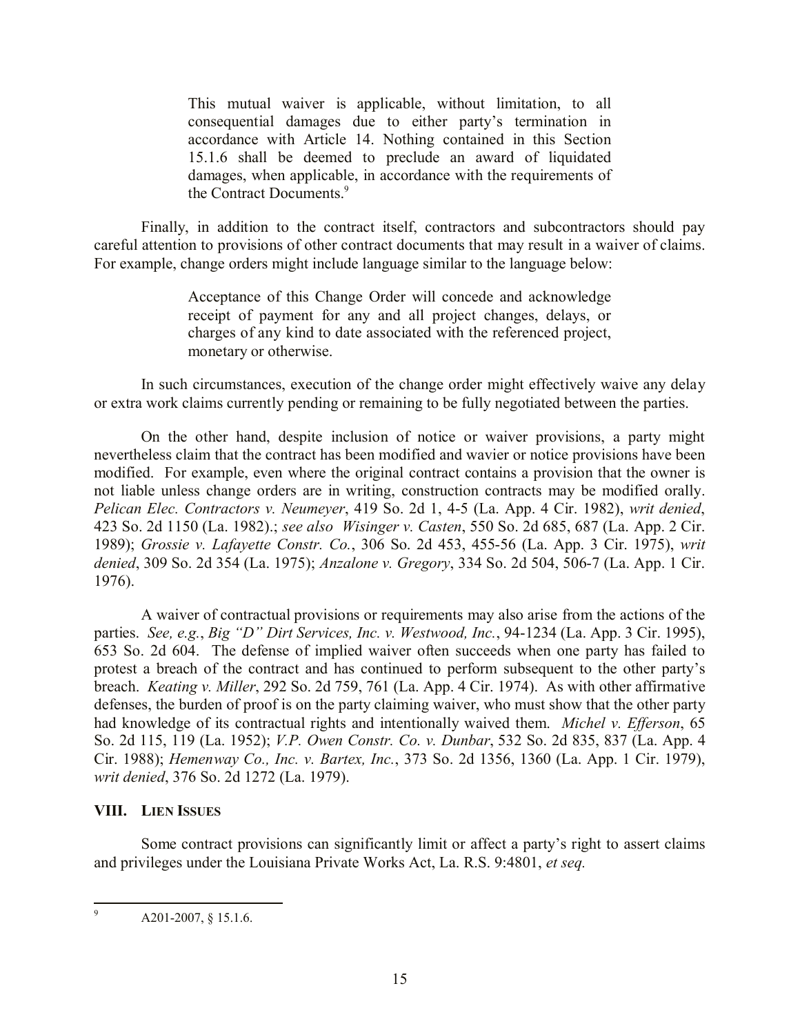> This mutual waiver is applicable, without limitation, to all consequential damages due to either party's termination in accordance with Article 14. Nothing contained in this Section 15.1.6 shall be deemed to preclude an award of liquidated damages, when applicable, in accordance with the requirements of the Contract Documents.[9]

Finally, in addition to the contract itself, contractors and subcontractors should pay careful attention to provisions of other contract documents that may result in a waiver of claims. For example, change orders might include language similar to the language below:

> Acceptance of this Change Order will concede and acknowledge receipt of payment for any and all project changes, delays, or charges of any kind to date associated with the referenced project, monetary or otherwise.

In such circumstances, execution of the change order might effectively waive any delay or extra work claims currently pending or remaining to be fully negotiated between the parties.

On the other hand, despite inclusion of notice or waiver provisions, a party might nevertheless claim that the contract has been modified and wavier or notice provisions have been modified. For example, even where the original contract contains a provision that the owner is not liable unless change orders are in writing, construction contracts may be modified orally. *Pelican Elec. Contractors v. Neumeyer*, 419 So. 2d 1, 4-5 (La. App. 4 Cir. 1982), *writ denied*, 423 So. 2d 1150 (La. 1982).; *see also Wisinger v. Casten*, 550 So. 2d 685, 687 (La. App. 2 Cir. 1989); *Grossie v. Lafayette Constr. Co.*, 306 So. 2d 453, 455-56 (La. App. 3 Cir. 1975), *writ denied*, 309 So. 2d 354 (La. 1975); *Anzalone v. Gregory*, 334 So. 2d 504, 506-7 (La. App. 1 Cir. 1976).

A waiver of contractual provisions or requirements may also arise from the actions of the parties. *See, e.g.*, *Big "D" Dirt Services, Inc. v. Westwood, Inc.*, 94-1234 (La. App. 3 Cir. 1995), 653 So. 2d 604. The defense of implied waiver often succeeds when one party has failed to protest a breach of the contract and has continued to perform subsequent to the other party's breach. *Keating v. Miller*, 292 So. 2d 759, 761 (La. App. 4 Cir. 1974). As with other affirmative defenses, the burden of proof is on the party claiming waiver, who must show that the other party had knowledge of its contractual rights and intentionally waived them. *Michel v. Efferson*, 65 So. 2d 115, 119 (La. 1952); *V.P. Owen Constr. Co. v. Dunbar*, 532 So. 2d 835, 837 (La. App. 4 Cir. 1988); *Hemenway Co., Inc. v. Bartex, Inc.*, 373 So. 2d 1356, 1360 (La. App. 1 Cir. 1979), *writ denied*, 376 So. 2d 1272 (La. 1979).

## VIII. Lien Issues

Some contract provisions can significantly limit or affect a party's right to assert claims and privileges under the Louisiana Private Works Act, La. R.S. 9:4801, *et seq.*

---

[9] A201-2007, § 15.1.6.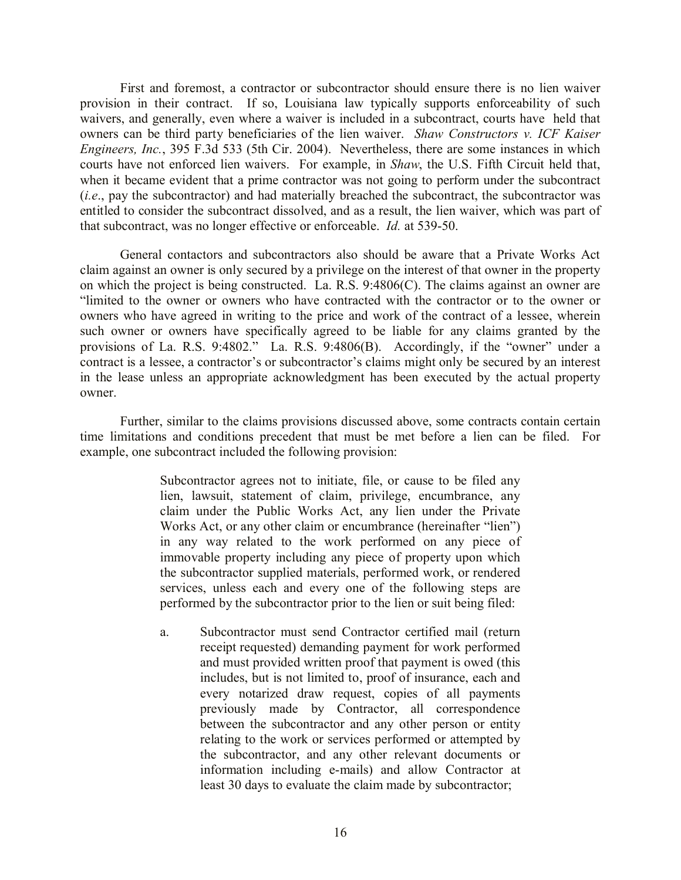First and foremost, a contractor or subcontractor should ensure there is no lien waiver provision in their contract. If so, Louisiana law typically supports enforceability of such waivers, and generally, even where a waiver is included in a subcontract, courts have held that owners can be third party beneficiaries of the lien waiver. *Shaw Constructors v. ICF Kaiser Engineers, Inc.*, 395 F.3d 533 (5th Cir. 2004). Nevertheless, there are some instances in which courts have not enforced lien waivers. For example, in *Shaw*, the U.S. Fifth Circuit held that, when it became evident that a prime contractor was not going to perform under the subcontract (*i.e*., pay the subcontractor) and had materially breached the subcontract, the subcontractor was entitled to consider the subcontract dissolved, and as a result, the lien waiver, which was part of that subcontract, was no longer effective or enforceable. *Id.* at 539-50.

General contactors and subcontractors also should be aware that a Private Works Act claim against an owner is only secured by a privilege on the interest of that owner in the property on which the project is being constructed. La. R.S. 9:4806(C). The claims against an owner are "limited to the owner or owners who have contracted with the contractor or to the owner or owners who have agreed in writing to the price and work of the contract of a lessee, wherein such owner or owners have specifically agreed to be liable for any claims granted by the provisions of La. R.S. 9:4802." La. R.S. 9:4806(B). Accordingly, if the "owner" under a contract is a lessee, a contractor's or subcontractor's claims might only be secured by an interest in the lease unless an appropriate acknowledgment has been executed by the actual property owner.

Further, similar to the claims provisions discussed above, some contracts contain certain time limitations and conditions precedent that must be met before a lien can be filed. For example, one subcontract included the following provision:

> Subcontractor agrees not to initiate, file, or cause to be filed any lien, lawsuit, statement of claim, privilege, encumbrance, any claim under the Public Works Act, any lien under the Private Works Act, or any other claim or encumbrance (hereinafter "lien") in any way related to the work performed on any piece of immovable property including any piece of property upon which the subcontractor supplied materials, performed work, or rendered services, unless each and every one of the following steps are performed by the subcontractor prior to the lien or suit being filed:
>
> a. Subcontractor must send Contractor certified mail (return receipt requested) demanding payment for work performed and must provided written proof that payment is owed (this includes, but is not limited to, proof of insurance, each and every notarized draw request, copies of all payments previously made by Contractor, all correspondence between the subcontractor and any other person or entity relating to the work or services performed or attempted by the subcontractor, and any other relevant documents or information including e-mails) and allow Contractor at least 30 days to evaluate the claim made by subcontractor;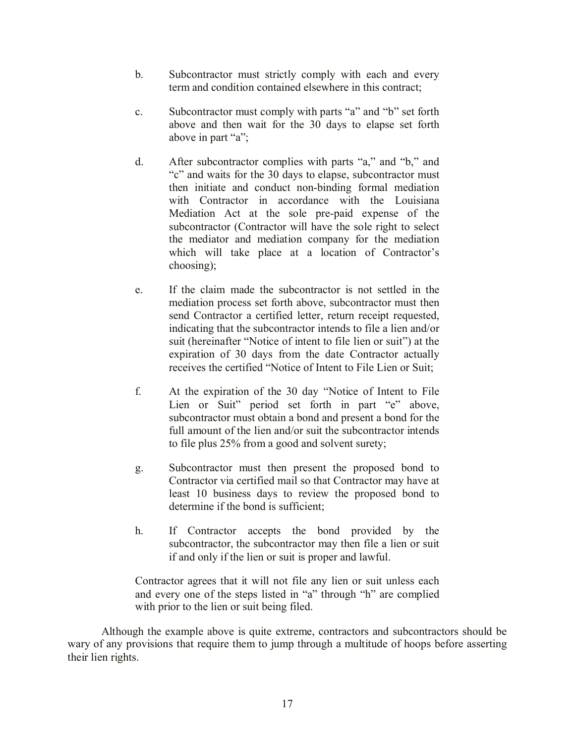b. Subcontractor must strictly comply with each and every term and condition contained elsewhere in this contract;

c. Subcontractor must comply with parts "a" and "b" set forth above and then wait for the 30 days to elapse set forth above in part "a";

d. After subcontractor complies with parts "a," and "b," and "c" and waits for the 30 days to elapse, subcontractor must then initiate and conduct non-binding formal mediation with Contractor in accordance with the Louisiana Mediation Act at the sole pre-paid expense of the subcontractor (Contractor will have the sole right to select the mediator and mediation company for the mediation which will take place at a location of Contractor's choosing);

e. If the claim made the subcontractor is not settled in the mediation process set forth above, subcontractor must then send Contractor a certified letter, return receipt requested, indicating that the subcontractor intends to file a lien and/or suit (hereinafter "Notice of intent to file lien or suit") at the expiration of 30 days from the date Contractor actually receives the certified "Notice of Intent to File Lien or Suit;

f. At the expiration of the 30 day "Notice of Intent to File Lien or Suit" period set forth in part "e" above, subcontractor must obtain a bond and present a bond for the full amount of the lien and/or suit the subcontractor intends to file plus 25% from a good and solvent surety;

g. Subcontractor must then present the proposed bond to Contractor via certified mail so that Contractor may have at least 10 business days to review the proposed bond to determine if the bond is sufficient;

h. If Contractor accepts the bond provided by the subcontractor, the subcontractor may then file a lien or suit if and only if the lien or suit is proper and lawful.

Contractor agrees that it will not file any lien or suit unless each and every one of the steps listed in "a" through "h" are complied with prior to the lien or suit being filed.

Although the example above is quite extreme, contractors and subcontractors should be wary of any provisions that require them to jump through a multitude of hoops before asserting their lien rights.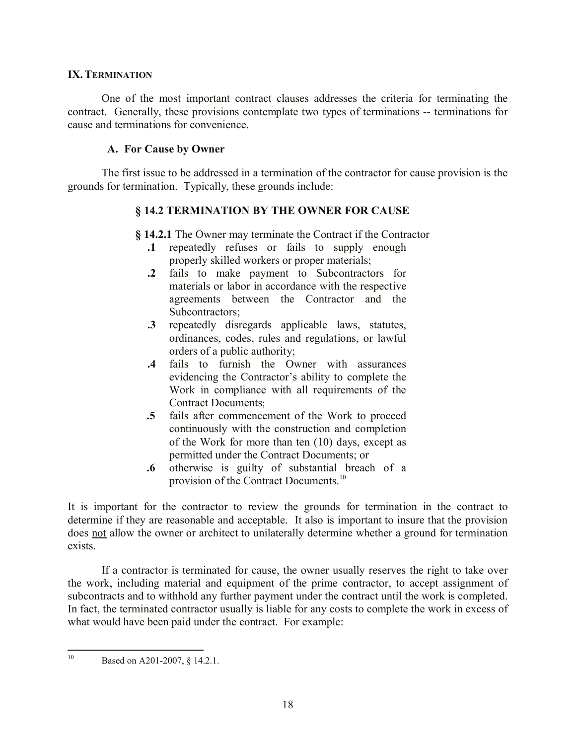## IX. Termination

One of the most important contract clauses addresses the criteria for terminating the contract. Generally, these provisions contemplate two types of terminations -- terminations for cause and terminations for convenience.

### A. For Cause by Owner

The first issue to be addressed in a termination of the contractor for cause provision is the grounds for termination. Typically, these grounds include:

> **§ 14.2 TERMINATION BY THE OWNER FOR CAUSE**
>
> **§ 14.2.1** The Owner may terminate the Contract if the Contractor
>
> **.1** repeatedly refuses or fails to supply enough properly skilled workers or proper materials;
>
> **.2** fails to make payment to Subcontractors for materials or labor in accordance with the respective agreements between the Contractor and the Subcontractors;
>
> **.3** repeatedly disregards applicable laws, statutes, ordinances, codes, rules and regulations, or lawful orders of a public authority;
>
> **.4** fails to furnish the Owner with assurances evidencing the Contractor's ability to complete the Work in compliance with all requirements of the Contract Documents;
>
> **.5** fails after commencement of the Work to proceed continuously with the construction and completion of the Work for more than ten (10) days, except as permitted under the Contract Documents; or
>
> **.6** otherwise is guilty of substantial breach of a provision of the Contract Documents.[10]

It is important for the contractor to review the grounds for termination in the contract to determine if they are reasonable and acceptable. It also is important to insure that the provision does not allow the owner or architect to unilaterally determine whether a ground for termination exists.

If a contractor is terminated for cause, the owner usually reserves the right to take over the work, including material and equipment of the prime contractor, to accept assignment of subcontracts and to withhold any further payment under the contract until the work is completed. In fact, the terminated contractor usually is liable for any costs to complete the work in excess of what would have been paid under the contract. For example:

---

[10] Based on A201-2007, § 14.2.1.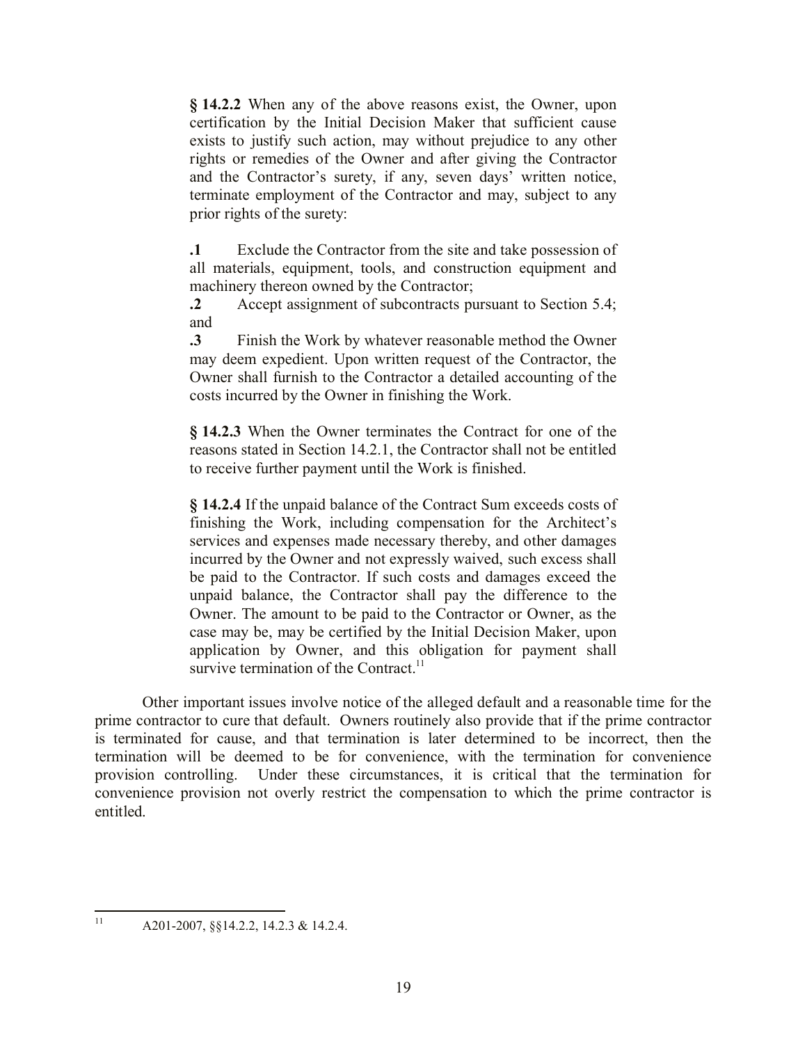> **§ 14.2.2** When any of the above reasons exist, the Owner, upon certification by the Initial Decision Maker that sufficient cause exists to justify such action, may without prejudice to any other rights or remedies of the Owner and after giving the Contractor and the Contractor's surety, if any, seven days' written notice, terminate employment of the Contractor and may, subject to any prior rights of the surety:
>
> **.1** Exclude the Contractor from the site and take possession of all materials, equipment, tools, and construction equipment and machinery thereon owned by the Contractor;
> **.2** Accept assignment of subcontracts pursuant to Section 5.4; and
> **.3** Finish the Work by whatever reasonable method the Owner may deem expedient. Upon written request of the Contractor, the Owner shall furnish to the Contractor a detailed accounting of the costs incurred by the Owner in finishing the Work.
>
> **§ 14.2.3** When the Owner terminates the Contract for one of the reasons stated in Section 14.2.1, the Contractor shall not be entitled to receive further payment until the Work is finished.
>
> **§ 14.2.4** If the unpaid balance of the Contract Sum exceeds costs of finishing the Work, including compensation for the Architect's services and expenses made necessary thereby, and other damages incurred by the Owner and not expressly waived, such excess shall be paid to the Contractor. If such costs and damages exceed the unpaid balance, the Contractor shall pay the difference to the Owner. The amount to be paid to the Contractor or Owner, as the case may be, may be certified by the Initial Decision Maker, upon application by Owner, and this obligation for payment shall survive termination of the Contract.[11]

Other important issues involve notice of the alleged default and a reasonable time for the prime contractor to cure that default. Owners routinely also provide that if the prime contractor is terminated for cause, and that termination is later determined to be incorrect, then the termination will be deemed to be for convenience, with the termination for convenience provision controlling. Under these circumstances, it is critical that the termination for convenience provision not overly restrict the compensation to which the prime contractor is entitled.

---

[11] A201-2007, §§14.2.2, 14.2.3 & 14.2.4.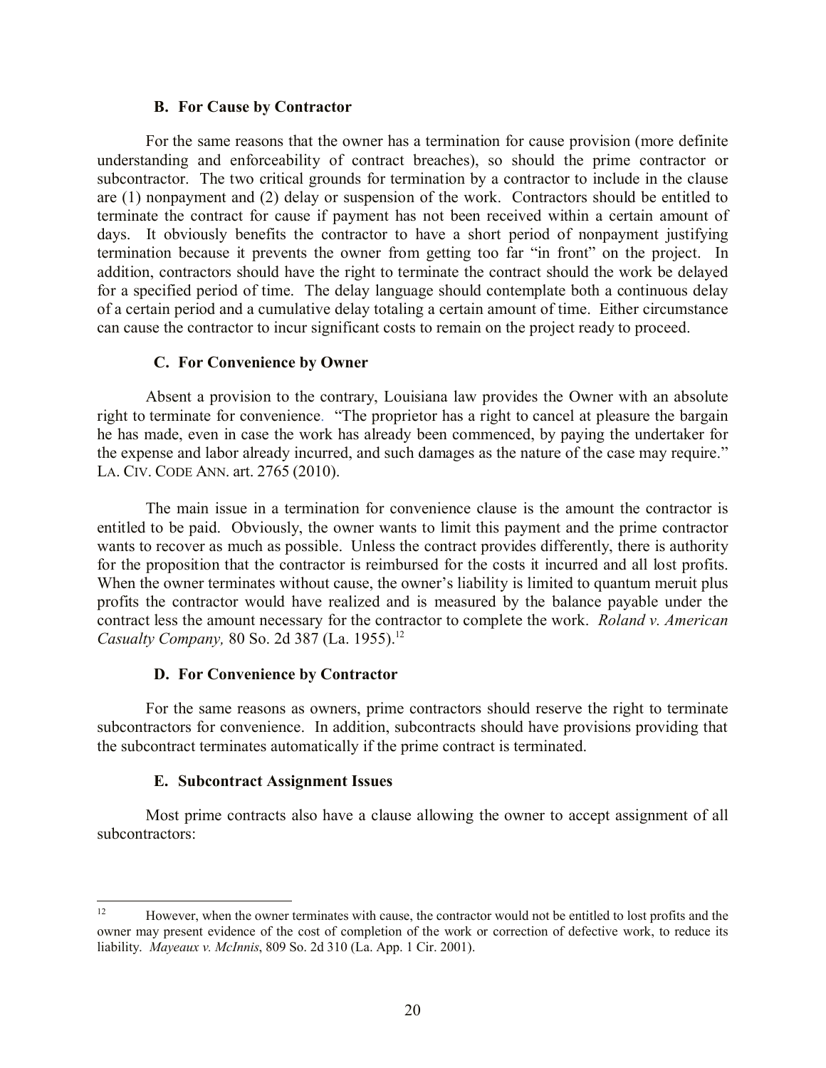### B. For Cause by Contractor

For the same reasons that the owner has a termination for cause provision (more definite understanding and enforceability of contract breaches), so should the prime contractor or subcontractor. The two critical grounds for termination by a contractor to include in the clause are (1) nonpayment and (2) delay or suspension of the work. Contractors should be entitled to terminate the contract for cause if payment has not been received within a certain amount of days. It obviously benefits the contractor to have a short period of nonpayment justifying termination because it prevents the owner from getting too far "in front" on the project. In addition, contractors should have the right to terminate the contract should the work be delayed for a specified period of time. The delay language should contemplate both a continuous delay of a certain period and a cumulative delay totaling a certain amount of time. Either circumstance can cause the contractor to incur significant costs to remain on the project ready to proceed.

### C. For Convenience by Owner

Absent a provision to the contrary, Louisiana law provides the Owner with an absolute right to terminate for convenience. "The proprietor has a right to cancel at pleasure the bargain he has made, even in case the work has already been commenced, by paying the undertaker for the expense and labor already incurred, and such damages as the nature of the case may require." LA. CIV. CODE ANN. art. 2765 (2010).

The main issue in a termination for convenience clause is the amount the contractor is entitled to be paid. Obviously, the owner wants to limit this payment and the prime contractor wants to recover as much as possible. Unless the contract provides differently, there is authority for the proposition that the contractor is reimbursed for the costs it incurred and all lost profits. When the owner terminates without cause, the owner's liability is limited to quantum meruit plus profits the contractor would have realized and is measured by the balance payable under the contract less the amount necessary for the contractor to complete the work. *Roland v. American Casualty Company,* 80 So. 2d 387 (La. 1955).[12]

### D. For Convenience by Contractor

For the same reasons as owners, prime contractors should reserve the right to terminate subcontractors for convenience. In addition, subcontracts should have provisions providing that the subcontract terminates automatically if the prime contract is terminated.

### E. Subcontract Assignment Issues

Most prime contracts also have a clause allowing the owner to accept assignment of all subcontractors:

---

[12] However, when the owner terminates with cause, the contractor would not be entitled to lost profits and the owner may present evidence of the cost of completion of the work or correction of defective work, to reduce its liability. *Mayeaux v. McInnis*, 809 So. 2d 310 (La. App. 1 Cir. 2001).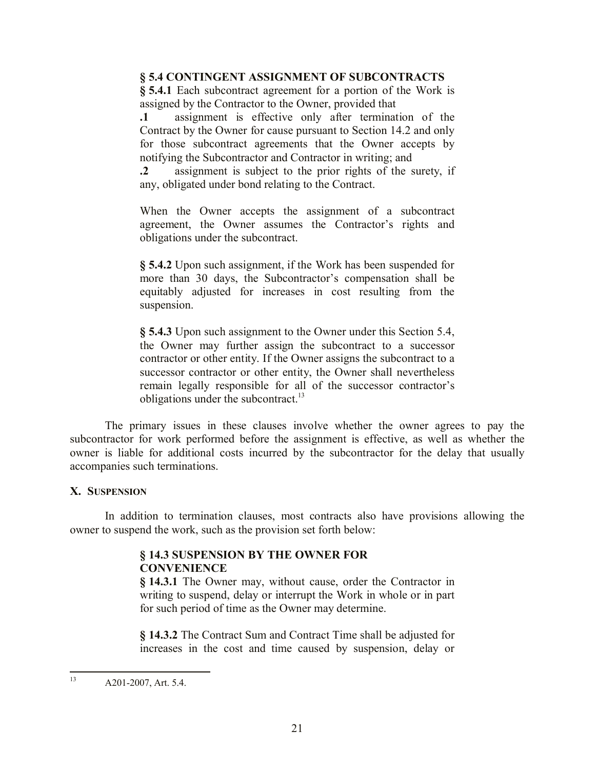**§ 5.4 CONTINGENT ASSIGNMENT OF SUBCONTRACTS**

**§ 5.4.1** Each subcontract agreement for a portion of the Work is assigned by the Contractor to the Owner, provided that

**.1** assignment is effective only after termination of the Contract by the Owner for cause pursuant to Section 14.2 and only for those subcontract agreements that the Owner accepts by notifying the Subcontractor and Contractor in writing; and

**.2** assignment is subject to the prior rights of the surety, if any, obligated under bond relating to the Contract.

When the Owner accepts the assignment of a subcontract agreement, the Owner assumes the Contractor's rights and obligations under the subcontract.

**§ 5.4.2** Upon such assignment, if the Work has been suspended for more than 30 days, the Subcontractor's compensation shall be equitably adjusted for increases in cost resulting from the suspension.

**§ 5.4.3** Upon such assignment to the Owner under this Section 5.4, the Owner may further assign the subcontract to a successor contractor or other entity. If the Owner assigns the subcontract to a successor contractor or other entity, the Owner shall nevertheless remain legally responsible for all of the successor contractor's obligations under the subcontract.[13]

The primary issues in these clauses involve whether the owner agrees to pay the subcontractor for work performed before the assignment is effective, as well as whether the owner is liable for additional costs incurred by the subcontractor for the delay that usually accompanies such terminations.

## X. SUSPENSION

In addition to termination clauses, most contracts also have provisions allowing the owner to suspend the work, such as the provision set forth below:

**§ 14.3 SUSPENSION BY THE OWNER FOR CONVENIENCE**

**§ 14.3.1** The Owner may, without cause, order the Contractor in writing to suspend, delay or interrupt the Work in whole or in part for such period of time as the Owner may determine.

**§ 14.3.2** The Contract Sum and Contract Time shall be adjusted for increases in the cost and time caused by suspension, delay or

---

[13] A201-2007, Art. 5.4.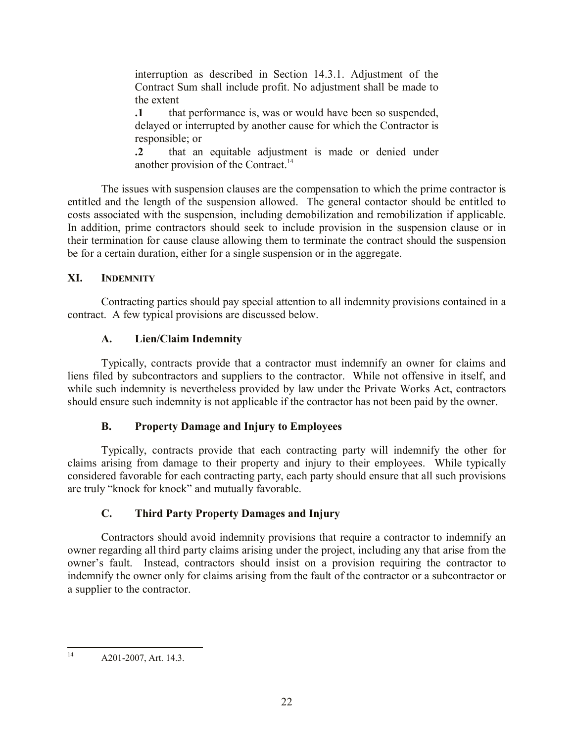> interruption as described in Section 14.3.1. Adjustment of the Contract Sum shall include profit. No adjustment shall be made to the extent
>
> **.1** that performance is, was or would have been so suspended, delayed or interrupted by another cause for which the Contractor is responsible; or
>
> **.2** that an equitable adjustment is made or denied under another provision of the Contract.[14]

The issues with suspension clauses are the compensation to which the prime contractor is entitled and the length of the suspension allowed. The general contactor should be entitled to costs associated with the suspension, including demobilization and remobilization if applicable. In addition, prime contractors should seek to include provision in the suspension clause or in their termination for cause clause allowing them to terminate the contract should the suspension be for a certain duration, either for a single suspension or in the aggregate.

## XI. INDEMNITY

Contracting parties should pay special attention to all indemnity provisions contained in a contract. A few typical provisions are discussed below.

### A. Lien/Claim Indemnity

Typically, contracts provide that a contractor must indemnify an owner for claims and liens filed by subcontractors and suppliers to the contractor. While not offensive in itself, and while such indemnity is nevertheless provided by law under the Private Works Act, contractors should ensure such indemnity is not applicable if the contractor has not been paid by the owner.

### B. Property Damage and Injury to Employees

Typically, contracts provide that each contracting party will indemnify the other for claims arising from damage to their property and injury to their employees. While typically considered favorable for each contracting party, each party should ensure that all such provisions are truly "knock for knock" and mutually favorable.

### C. Third Party Property Damages and Injury

Contractors should avoid indemnity provisions that require a contractor to indemnify an owner regarding all third party claims arising under the project, including any that arise from the owner's fault. Instead, contractors should insist on a provision requiring the contractor to indemnify the owner only for claims arising from the fault of the contractor or a subcontractor or a supplier to the contractor.

---

[14] A201-2007, Art. 14.3.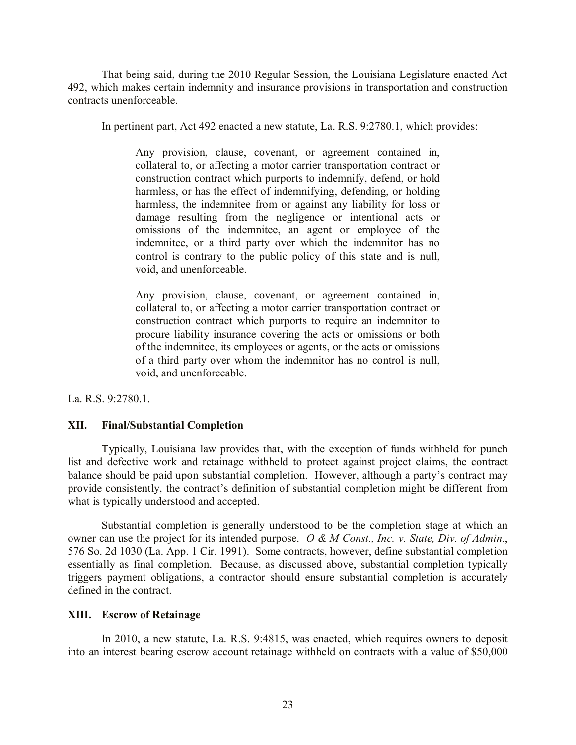That being said, during the 2010 Regular Session, the Louisiana Legislature enacted Act 492, which makes certain indemnity and insurance provisions in transportation and construction contracts unenforceable.

In pertinent part, Act 492 enacted a new statute, La. R.S. 9:2780.1, which provides:

> Any provision, clause, covenant, or agreement contained in, collateral to, or affecting a motor carrier transportation contract or construction contract which purports to indemnify, defend, or hold harmless, or has the effect of indemnifying, defending, or holding harmless, the indemnitee from or against any liability for loss or damage resulting from the negligence or intentional acts or omissions of the indemnitee, an agent or employee of the indemnitee, or a third party over which the indemnitor has no control is contrary to the public policy of this state and is null, void, and unenforceable.
>
> Any provision, clause, covenant, or agreement contained in, collateral to, or affecting a motor carrier transportation contract or construction contract which purports to require an indemnitor to procure liability insurance covering the acts or omissions or both of the indemnitee, its employees or agents, or the acts or omissions of a third party over whom the indemnitor has no control is null, void, and unenforceable.

La. R.S. 9:2780.1.

## XII. Final/Substantial Completion

Typically, Louisiana law provides that, with the exception of funds withheld for punch list and defective work and retainage withheld to protect against project claims, the contract balance should be paid upon substantial completion. However, although a party's contract may provide consistently, the contract's definition of substantial completion might be different from what is typically understood and accepted.

Substantial completion is generally understood to be the completion stage at which an owner can use the project for its intended purpose. *O & M Const., Inc. v. State, Div. of Admin.*, 576 So. 2d 1030 (La. App. 1 Cir. 1991). Some contracts, however, define substantial completion essentially as final completion. Because, as discussed above, substantial completion typically triggers payment obligations, a contractor should ensure substantial completion is accurately defined in the contract.

## XIII. Escrow of Retainage

In 2010, a new statute, La. R.S. 9:4815, was enacted, which requires owners to deposit into an interest bearing escrow account retainage withheld on contracts with a value of $50,000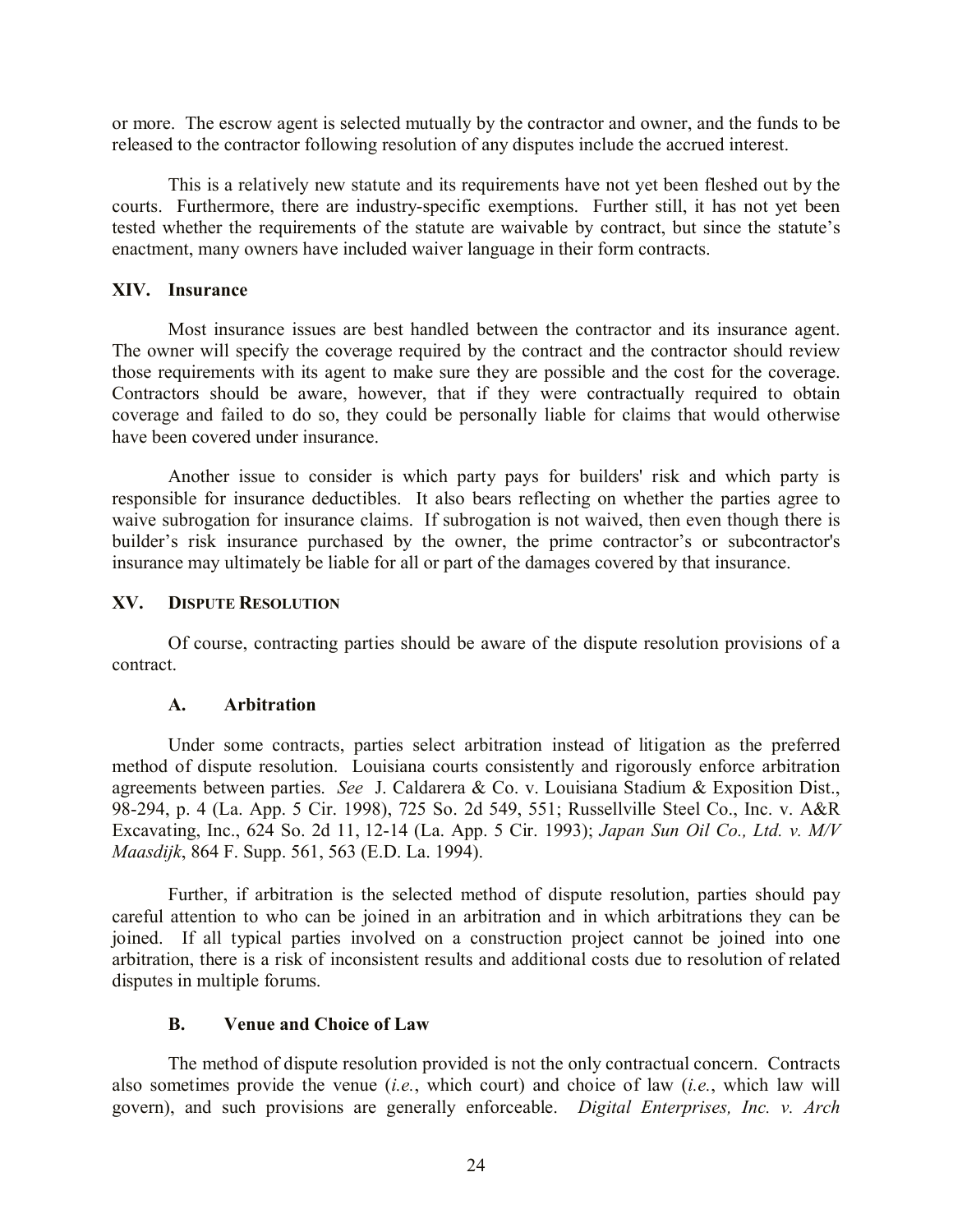or more. The escrow agent is selected mutually by the contractor and owner, and the funds to be released to the contractor following resolution of any disputes include the accrued interest.

This is a relatively new statute and its requirements have not yet been fleshed out by the courts. Furthermore, there are industry-specific exemptions. Further still, it has not yet been tested whether the requirements of the statute are waivable by contract, but since the statute's enactment, many owners have included waiver language in their form contracts.

## XIV. Insurance

Most insurance issues are best handled between the contractor and its insurance agent. The owner will specify the coverage required by the contract and the contractor should review those requirements with its agent to make sure they are possible and the cost for the coverage. Contractors should be aware, however, that if they were contractually required to obtain coverage and failed to do so, they could be personally liable for claims that would otherwise have been covered under insurance.

Another issue to consider is which party pays for builders' risk and which party is responsible for insurance deductibles. It also bears reflecting on whether the parties agree to waive subrogation for insurance claims. If subrogation is not waived, then even though there is builder's risk insurance purchased by the owner, the prime contractor's or subcontractor's insurance may ultimately be liable for all or part of the damages covered by that insurance.

## XV. Dispute Resolution

Of course, contracting parties should be aware of the dispute resolution provisions of a contract.

### A. Arbitration

Under some contracts, parties select arbitration instead of litigation as the preferred method of dispute resolution. Louisiana courts consistently and rigorously enforce arbitration agreements between parties. *See* J. Caldarera & Co. v. Louisiana Stadium & Exposition Dist., 98-294, p. 4 (La. App. 5 Cir. 1998), 725 So. 2d 549, 551; Russellville Steel Co., Inc. v. A&R Excavating, Inc., 624 So. 2d 11, 12-14 (La. App. 5 Cir. 1993); *Japan Sun Oil Co., Ltd. v. M/V Maasdijk*, 864 F. Supp. 561, 563 (E.D. La. 1994).

Further, if arbitration is the selected method of dispute resolution, parties should pay careful attention to who can be joined in an arbitration and in which arbitrations they can be joined. If all typical parties involved on a construction project cannot be joined into one arbitration, there is a risk of inconsistent results and additional costs due to resolution of related disputes in multiple forums.

### B. Venue and Choice of Law

The method of dispute resolution provided is not the only contractual concern. Contracts also sometimes provide the venue (*i.e.*, which court) and choice of law (*i.e.*, which law will govern), and such provisions are generally enforceable. *Digital Enterprises, Inc. v. Arch*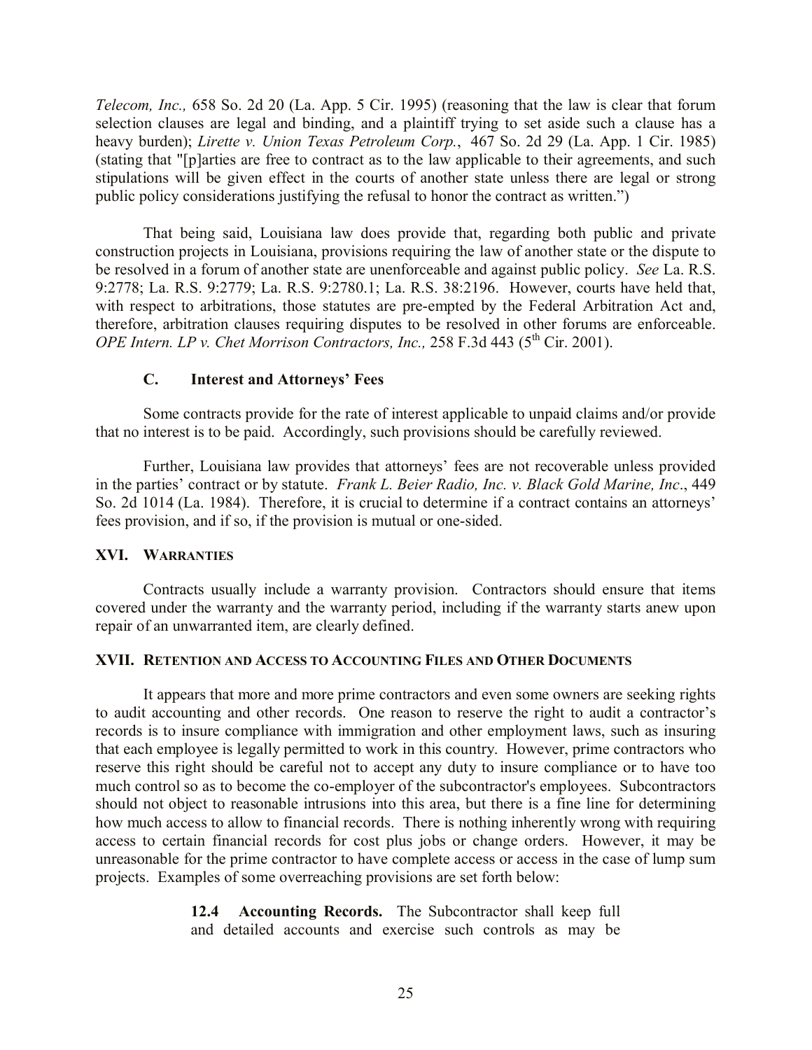*Telecom, Inc.,* 658 So. 2d 20 (La. App. 5 Cir. 1995) (reasoning that the law is clear that forum selection clauses are legal and binding, and a plaintiff trying to set aside such a clause has a heavy burden); *Lirette v. Union Texas Petroleum Corp.*, 467 So. 2d 29 (La. App. 1 Cir. 1985) (stating that "[p]arties are free to contract as to the law applicable to their agreements, and such stipulations will be given effect in the courts of another state unless there are legal or strong public policy considerations justifying the refusal to honor the contract as written.")

That being said, Louisiana law does provide that, regarding both public and private construction projects in Louisiana, provisions requiring the law of another state or the dispute to be resolved in a forum of another state are unenforceable and against public policy. *See* La. R.S. 9:2778; La. R.S. 9:2779; La. R.S. 9:2780.1; La. R.S. 38:2196. However, courts have held that, with respect to arbitrations, those statutes are pre-empted by the Federal Arbitration Act and, therefore, arbitration clauses requiring disputes to be resolved in other forums are enforceable. *OPE Intern. LP v. Chet Morrison Contractors, Inc.,* 258 F.3d 443 (5th Cir. 2001).

### C. Interest and Attorneys' Fees

Some contracts provide for the rate of interest applicable to unpaid claims and/or provide that no interest is to be paid. Accordingly, such provisions should be carefully reviewed.

Further, Louisiana law provides that attorneys' fees are not recoverable unless provided in the parties' contract or by statute. *Frank L. Beier Radio, Inc. v. Black Gold Marine, Inc*., 449 So. 2d 1014 (La. 1984). Therefore, it is crucial to determine if a contract contains an attorneys' fees provision, and if so, if the provision is mutual or one-sided.

## XVI. Warranties

Contracts usually include a warranty provision. Contractors should ensure that items covered under the warranty and the warranty period, including if the warranty starts anew upon repair of an unwarranted item, are clearly defined.

## XVII. Retention and Access to Accounting Files and Other Documents

It appears that more and more prime contractors and even some owners are seeking rights to audit accounting and other records. One reason to reserve the right to audit a contractor's records is to insure compliance with immigration and other employment laws, such as insuring that each employee is legally permitted to work in this country. However, prime contractors who reserve this right should be careful not to accept any duty to insure compliance or to have too much control so as to become the co-employer of the subcontractor's employees. Subcontractors should not object to reasonable intrusions into this area, but there is a fine line for determining how much access to allow to financial records. There is nothing inherently wrong with requiring access to certain financial records for cost plus jobs or change orders. However, it may be unreasonable for the prime contractor to have complete access or access in the case of lump sum projects. Examples of some overreaching provisions are set forth below:

> **12.4 Accounting Records.** The Subcontractor shall keep full and detailed accounts and exercise such controls as may be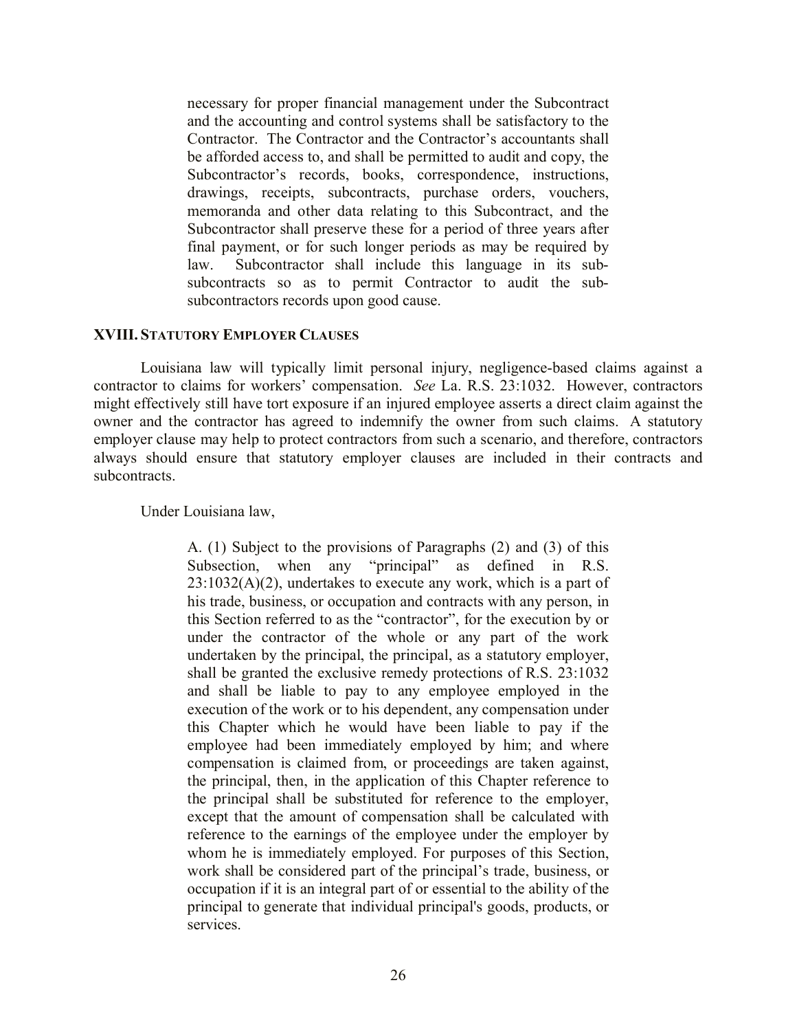> necessary for proper financial management under the Subcontract and the accounting and control systems shall be satisfactory to the Contractor. The Contractor and the Contractor's accountants shall be afforded access to, and shall be permitted to audit and copy, the Subcontractor's records, books, correspondence, instructions, drawings, receipts, subcontracts, purchase orders, vouchers, memoranda and other data relating to this Subcontract, and the Subcontractor shall preserve these for a period of three years after final payment, or for such longer periods as may be required by law. Subcontractor shall include this language in its sub-subcontracts so as to permit Contractor to audit the sub-subcontractors records upon good cause.

## XVIII. Statutory Employer Clauses

Louisiana law will typically limit personal injury, negligence-based claims against a contractor to claims for workers' compensation. *See* La. R.S. 23:1032. However, contractors might effectively still have tort exposure if an injured employee asserts a direct claim against the owner and the contractor has agreed to indemnify the owner from such claims. A statutory employer clause may help to protect contractors from such a scenario, and therefore, contractors always should ensure that statutory employer clauses are included in their contracts and subcontracts.

Under Louisiana law,

> A. (1) Subject to the provisions of Paragraphs (2) and (3) of this Subsection, when any "principal" as defined in R.S. 23:1032(A)(2), undertakes to execute any work, which is a part of his trade, business, or occupation and contracts with any person, in this Section referred to as the "contractor", for the execution by or under the contractor of the whole or any part of the work undertaken by the principal, the principal, as a statutory employer, shall be granted the exclusive remedy protections of R.S. 23:1032 and shall be liable to pay to any employee employed in the execution of the work or to his dependent, any compensation under this Chapter which he would have been liable to pay if the employee had been immediately employed by him; and where compensation is claimed from, or proceedings are taken against, the principal, then, in the application of this Chapter reference to the principal shall be substituted for reference to the employer, except that the amount of compensation shall be calculated with reference to the earnings of the employee under the employer by whom he is immediately employed. For purposes of this Section, work shall be considered part of the principal's trade, business, or occupation if it is an integral part of or essential to the ability of the principal to generate that individual principal's goods, products, or services.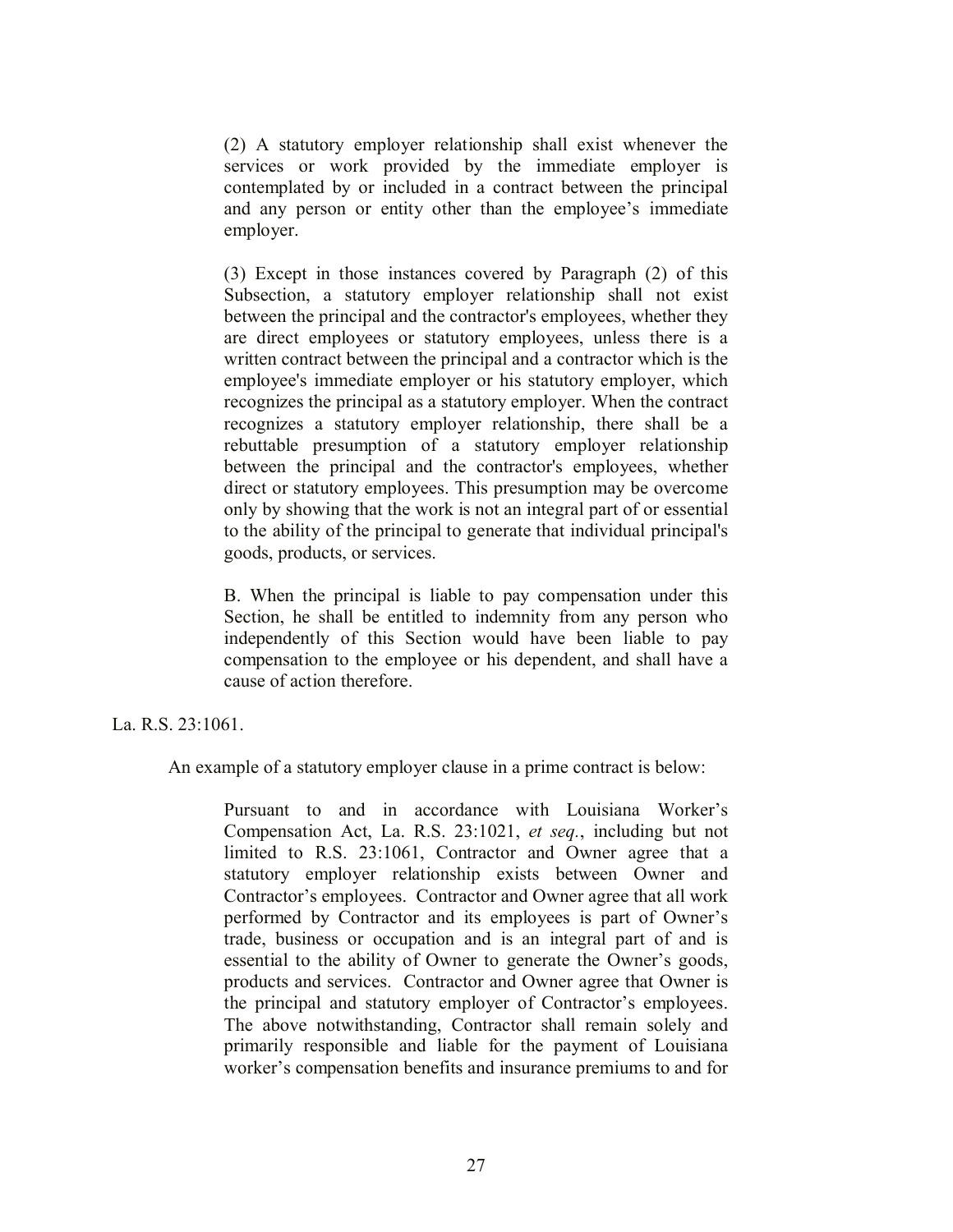> (2) A statutory employer relationship shall exist whenever the services or work provided by the immediate employer is contemplated by or included in a contract between the principal and any person or entity other than the employee's immediate employer.
>
> (3) Except in those instances covered by Paragraph (2) of this Subsection, a statutory employer relationship shall not exist between the principal and the contractor's employees, whether they are direct employees or statutory employees, unless there is a written contract between the principal and a contractor which is the employee's immediate employer or his statutory employer, which recognizes the principal as a statutory employer. When the contract recognizes a statutory employer relationship, there shall be a rebuttable presumption of a statutory employer relationship between the principal and the contractor's employees, whether direct or statutory employees. This presumption may be overcome only by showing that the work is not an integral part of or essential to the ability of the principal to generate that individual principal's goods, products, or services.
>
> B. When the principal is liable to pay compensation under this Section, he shall be entitled to indemnity from any person who independently of this Section would have been liable to pay compensation to the employee or his dependent, and shall have a cause of action therefore.

La. R.S. 23:1061.

An example of a statutory employer clause in a prime contract is below:

> Pursuant to and in accordance with Louisiana Worker's Compensation Act, La. R.S. 23:1021, *et seq.*, including but not limited to R.S. 23:1061, Contractor and Owner agree that a statutory employer relationship exists between Owner and Contractor's employees. Contractor and Owner agree that all work performed by Contractor and its employees is part of Owner's trade, business or occupation and is an integral part of and is essential to the ability of Owner to generate the Owner's goods, products and services. Contractor and Owner agree that Owner is the principal and statutory employer of Contractor's employees. The above notwithstanding, Contractor shall remain solely and primarily responsible and liable for the payment of Louisiana worker's compensation benefits and insurance premiums to and for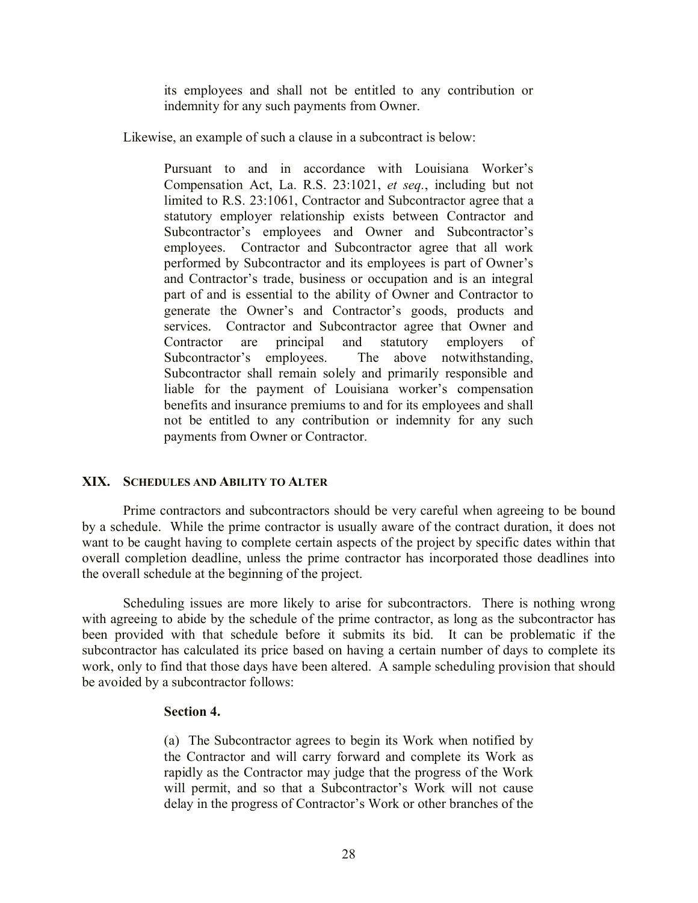> its employees and shall not be entitled to any contribution or indemnity for any such payments from Owner.

Likewise, an example of such a clause in a subcontract is below:

> Pursuant to and in accordance with Louisiana Worker's Compensation Act, La. R.S. 23:1021, *et seq.*, including but not limited to R.S. 23:1061, Contractor and Subcontractor agree that a statutory employer relationship exists between Contractor and Subcontractor's employees and Owner and Subcontractor's employees. Contractor and Subcontractor agree that all work performed by Subcontractor and its employees is part of Owner's and Contractor's trade, business or occupation and is an integral part of and is essential to the ability of Owner and Contractor to generate the Owner's and Contractor's goods, products and services. Contractor and Subcontractor agree that Owner and Contractor are principal and statutory employers of Subcontractor's employees. The above notwithstanding, Subcontractor shall remain solely and primarily responsible and liable for the payment of Louisiana worker's compensation benefits and insurance premiums to and for its employees and shall not be entitled to any contribution or indemnity for any such payments from Owner or Contractor.

## XIX. SCHEDULES AND ABILITY TO ALTER

Prime contractors and subcontractors should be very careful when agreeing to be bound by a schedule. While the prime contractor is usually aware of the contract duration, it does not want to be caught having to complete certain aspects of the project by specific dates within that overall completion deadline, unless the prime contractor has incorporated those deadlines into the overall schedule at the beginning of the project.

Scheduling issues are more likely to arise for subcontractors. There is nothing wrong with agreeing to abide by the schedule of the prime contractor, as long as the subcontractor has been provided with that schedule before it submits its bid. It can be problematic if the subcontractor has calculated its price based on having a certain number of days to complete its work, only to find that those days have been altered. A sample scheduling provision that should be avoided by a subcontractor follows:

> **Section 4.**
>
> (a) The Subcontractor agrees to begin its Work when notified by the Contractor and will carry forward and complete its Work as rapidly as the Contractor may judge that the progress of the Work will permit, and so that a Subcontractor's Work will not cause delay in the progress of Contractor's Work or other branches of the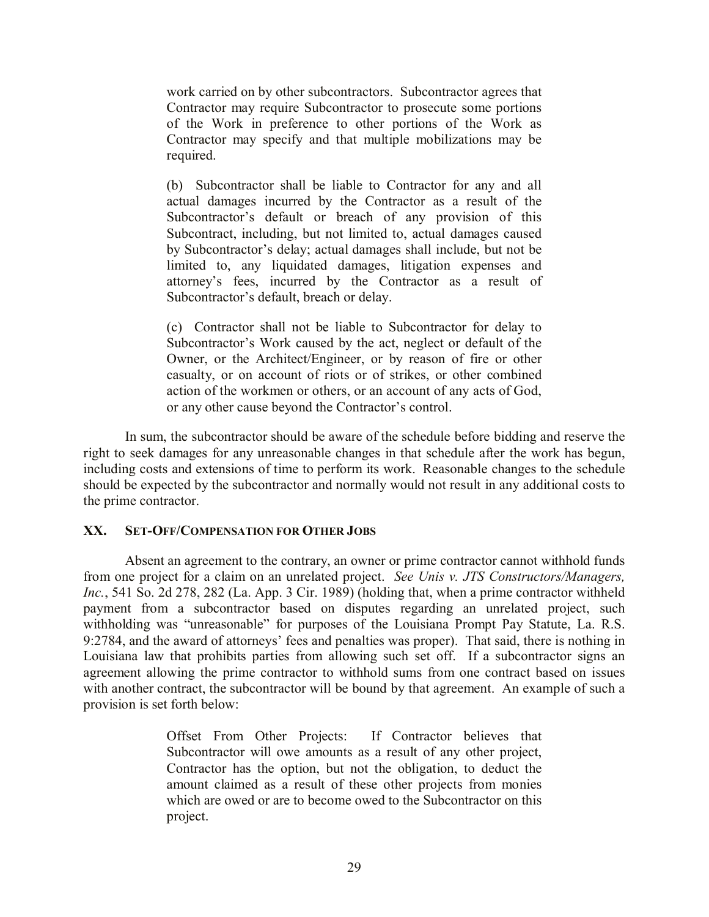> work carried on by other subcontractors. Subcontractor agrees that Contractor may require Subcontractor to prosecute some portions of the Work in preference to other portions of the Work as Contractor may specify and that multiple mobilizations may be required.
>
> (b) Subcontractor shall be liable to Contractor for any and all actual damages incurred by the Contractor as a result of the Subcontractor's default or breach of any provision of this Subcontract, including, but not limited to, actual damages caused by Subcontractor's delay; actual damages shall include, but not be limited to, any liquidated damages, litigation expenses and attorney's fees, incurred by the Contractor as a result of Subcontractor's default, breach or delay.
>
> (c) Contractor shall not be liable to Subcontractor for delay to Subcontractor's Work caused by the act, neglect or default of the Owner, or the Architect/Engineer, or by reason of fire or other casualty, or on account of riots or of strikes, or other combined action of the workmen or others, or an account of any acts of God, or any other cause beyond the Contractor's control.

In sum, the subcontractor should be aware of the schedule before bidding and reserve the right to seek damages for any unreasonable changes in that schedule after the work has begun, including costs and extensions of time to perform its work. Reasonable changes to the schedule should be expected by the subcontractor and normally would not result in any additional costs to the prime contractor.

## XX. SET-OFF/COMPENSATION FOR OTHER JOBS

Absent an agreement to the contrary, an owner or prime contractor cannot withhold funds from one project for a claim on an unrelated project. *See Unis v. JTS Constructors/Managers, Inc.*, 541 So. 2d 278, 282 (La. App. 3 Cir. 1989) (holding that, when a prime contractor withheld payment from a subcontractor based on disputes regarding an unrelated project, such withholding was "unreasonable" for purposes of the Louisiana Prompt Pay Statute, La. R.S. 9:2784, and the award of attorneys' fees and penalties was proper). That said, there is nothing in Louisiana law that prohibits parties from allowing such set off. If a subcontractor signs an agreement allowing the prime contractor to withhold sums from one contract based on issues with another contract, the subcontractor will be bound by that agreement. An example of such a provision is set forth below:

> Offset From Other Projects: If Contractor believes that Subcontractor will owe amounts as a result of any other project, Contractor has the option, but not the obligation, to deduct the amount claimed as a result of these other projects from monies which are owed or are to become owed to the Subcontractor on this project.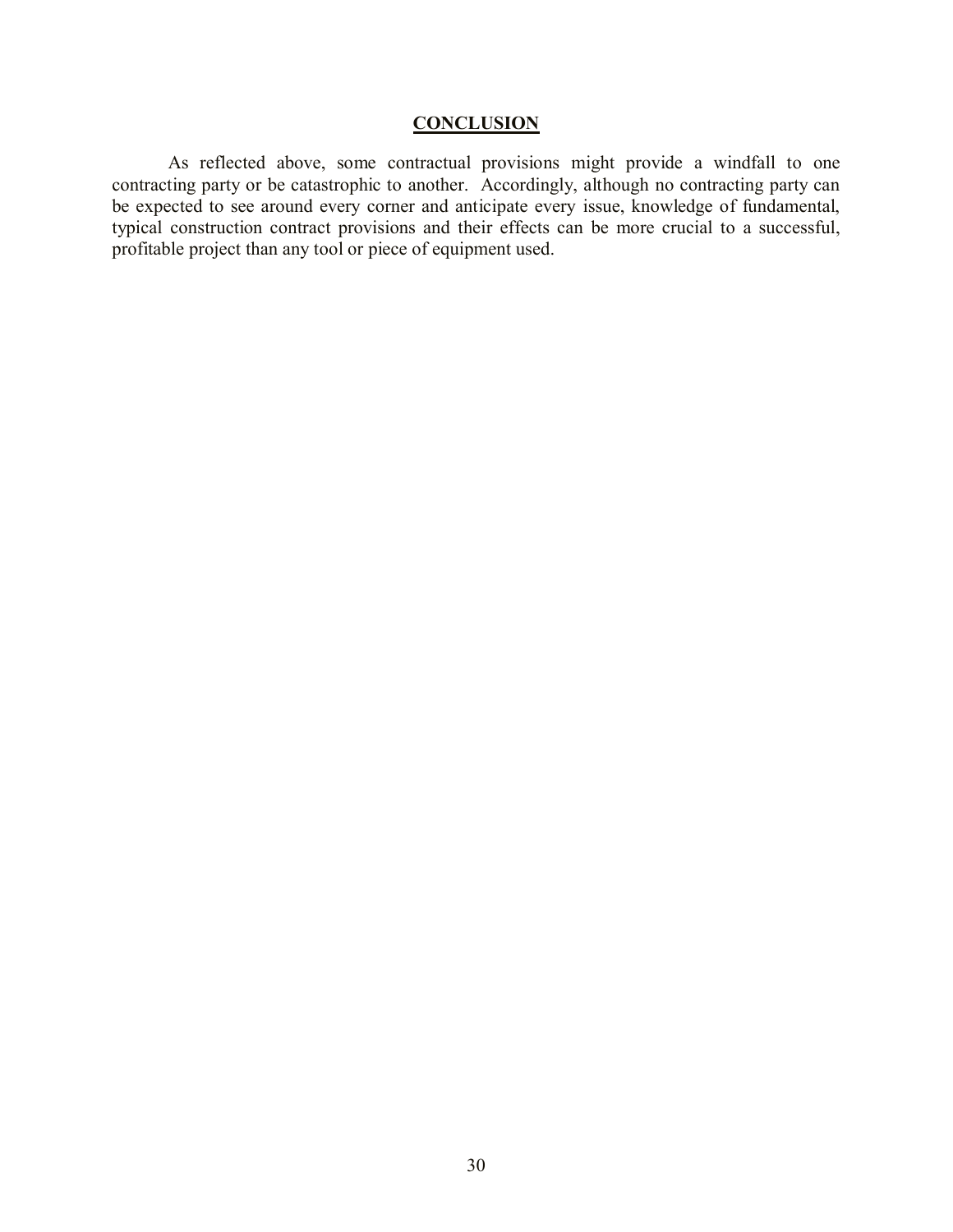## CONCLUSION

As reflected above, some contractual provisions might provide a windfall to one contracting party or be catastrophic to another. Accordingly, although no contracting party can be expected to see around every corner and anticipate every issue, knowledge of fundamental, typical construction contract provisions and their effects can be more crucial to a successful, profitable project than any tool or piece of equipment used.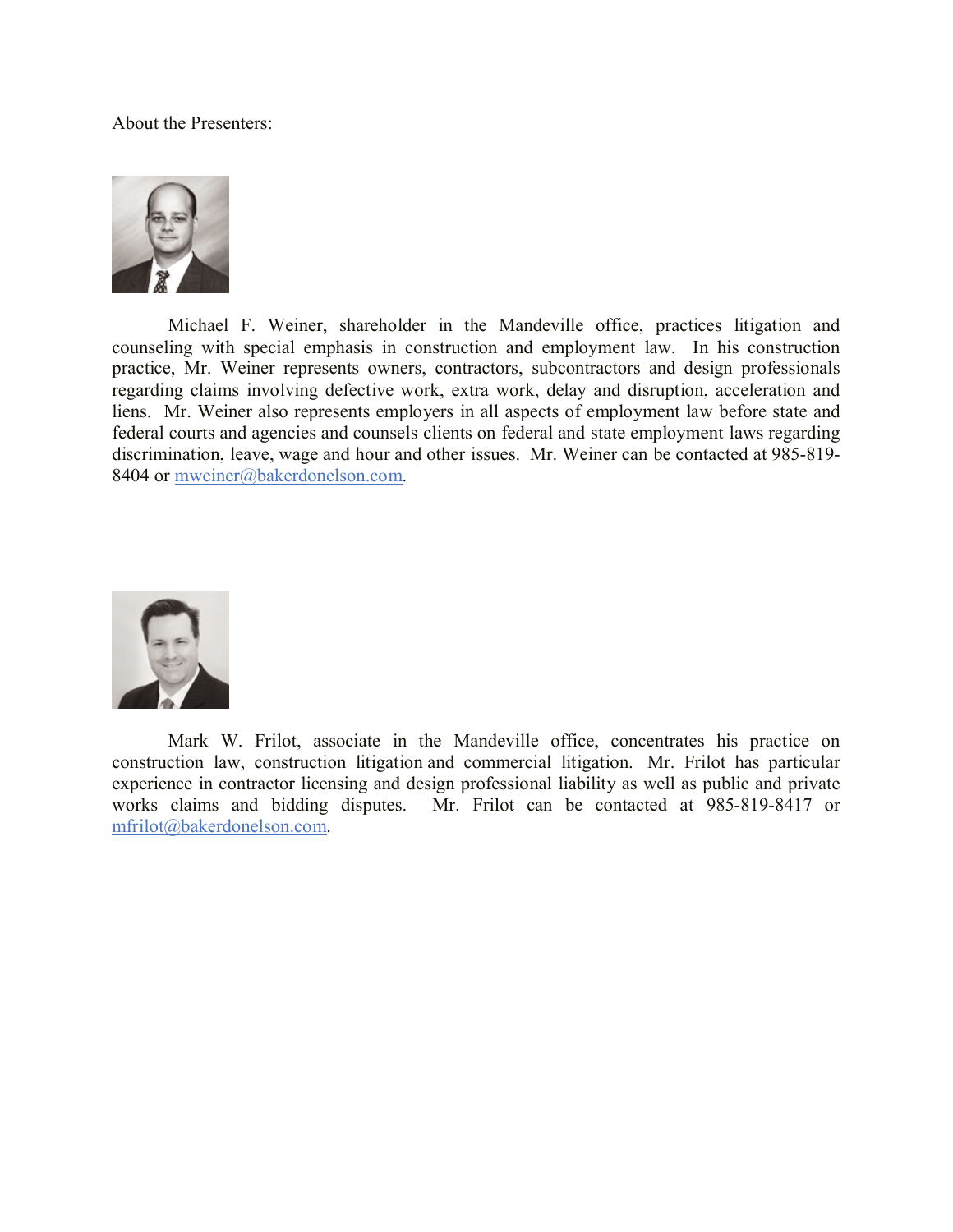About the Presenters:

Michael F. Weiner, shareholder in the Mandeville office, practices litigation and counseling with special emphasis in construction and employment law. In his construction practice, Mr. Weiner represents owners, contractors, subcontractors and design professionals regarding claims involving defective work, extra work, delay and disruption, acceleration and liens. Mr. Weiner also represents employers in all aspects of employment law before state and federal courts and agencies and counsels clients on federal and state employment laws regarding discrimination, leave, wage and hour and other issues. Mr. Weiner can be contacted at 985-819-8404 or mweiner@bakerdonelson.com.

Mark W. Frilot, associate in the Mandeville office, concentrates his practice on construction law, construction litigation and commercial litigation. Mr. Frilot has particular experience in contractor licensing and design professional liability as well as public and private works claims and bidding disputes. Mr. Frilot can be contacted at 985-819-8417 or mfrilot@bakerdonelson.com.